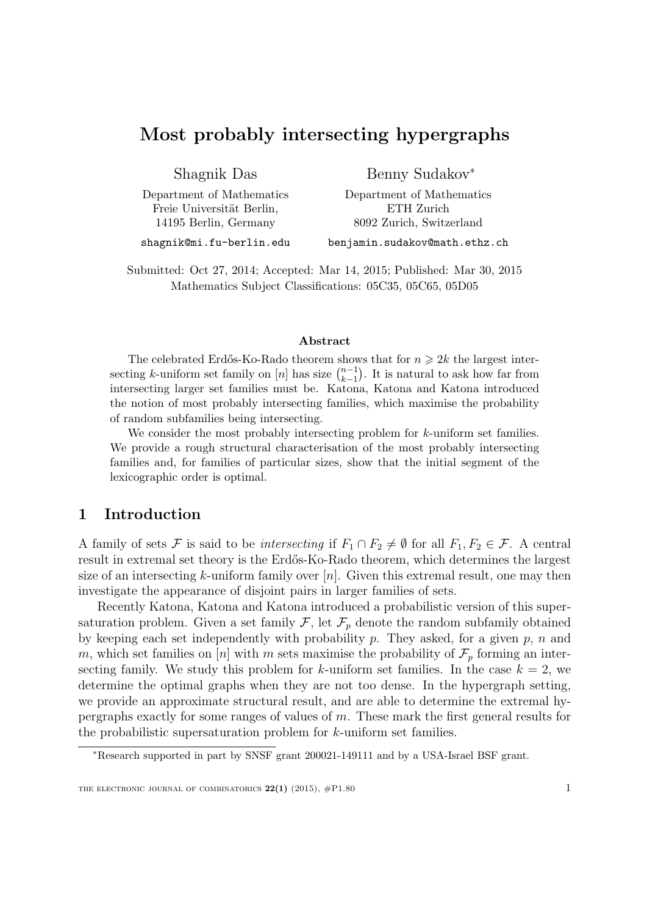# Most probably intersecting hypergraphs

Shagnik Das

Department of Mathematics
Freie Universität Berlin,
14195 Berlin, Germany

shagnik@mi.fu-berlin.edu

Benny Sudakov*

Department of Mathematics
ETH Zurich
8092 Zurich, Switzerland

benjamin.sudakov@math.ethz.ch

Submitted: Oct 27, 2014; Accepted: Mar 14, 2015; Published: Mar 30, 2015
Mathematics Subject Classifications: 05C35, 05C65, 05D05

### Abstract

The celebrated Erdős-Ko-Rado theorem shows that for $n \geqslant 2k$ the largest intersecting $k$-uniform set family on $[n]$ has size $\binom{n-1}{k-1}$. It is natural to ask how far from intersecting larger set families must be. Katona, Katona and Katona introduced the notion of most probably intersecting families, which maximise the probability of random subfamilies being intersecting.

We consider the most probably intersecting problem for $k$-uniform set families. We provide a rough structural characterisation of the most probably intersecting families and, for families of particular sizes, show that the initial segment of the lexicographic order is optimal.

## 1 Introduction

A family of sets $\mathcal{F}$ is said to be *intersecting* if $F_1 \cap F_2 \neq \emptyset$ for all $F_1, F_2 \in \mathcal{F}$. A central result in extremal set theory is the Erdős-Ko-Rado theorem, which determines the largest size of an intersecting $k$-uniform family over $[n]$. Given this extremal result, one may then investigate the appearance of disjoint pairs in larger families of sets.

Recently Katona, Katona and Katona introduced a probabilistic version of this supersaturation problem. Given a set family $\mathcal{F}$, let $\mathcal{F}_p$ denote the random subfamily obtained by keeping each set independently with probability $p$. They asked, for a given $p$, $n$ and $m$, which set families on $[n]$ with $m$ sets maximise the probability of $\mathcal{F}_p$ forming an intersecting family. We study this problem for $k$-uniform set families. In the case $k = 2$, we determine the optimal graphs when they are not too dense. In the hypergraph setting, we provide an approximate structural result, and are able to determine the extremal hypergraphs exactly for some ranges of values of $m$. These mark the first general results for the probabilistic supersaturation problem for $k$-uniform set families.

*Research supported in part by SNSF grant 200021-149111 and by a USA-Israel BSF grant.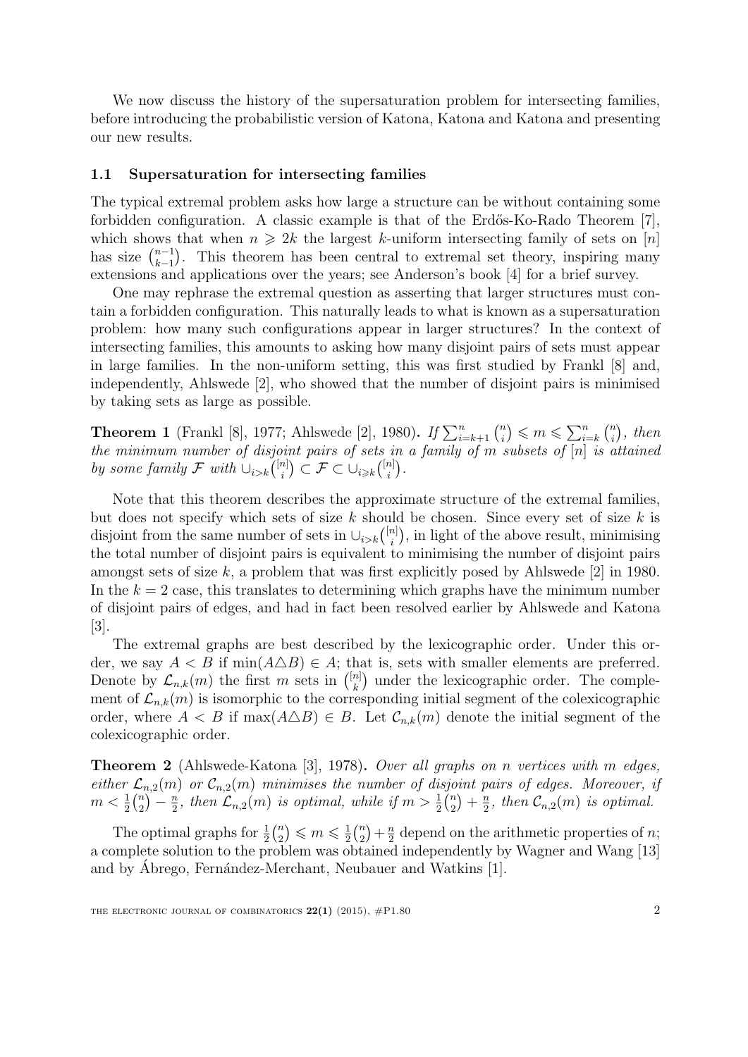We now discuss the history of the supersaturation problem for intersecting families, before introducing the probabilistic version of Katona, Katona and Katona and presenting our new results.

### 1.1 Supersaturation for intersecting families

The typical extremal problem asks how large a structure can be without containing some forbidden configuration. A classic example is that of the Erdős-Ko-Rado Theorem [7], which shows that when $n \geqslant 2k$ the largest $k$-uniform intersecting family of sets on $[n]$ has size $\binom{n-1}{k-1}$. This theorem has been central to extremal set theory, inspiring many extensions and applications over the years; see Anderson's book [4] for a brief survey.

One may rephrase the extremal question as asserting that larger structures must contain a forbidden configuration. This naturally leads to what is known as a supersaturation problem: how many such configurations appear in larger structures? In the context of intersecting families, this amounts to asking how many disjoint pairs of sets must appear in large families. In the non-uniform setting, this was first studied by Frankl [8] and, independently, Ahlswede [2], who showed that the number of disjoint pairs is minimised by taking sets as large as possible.

**Theorem 1** (Frankl [8], 1977; Ahlswede [2], 1980)**.** *If $\sum_{i=k+1}^{n} \binom{n}{i} \leqslant m \leqslant \sum_{i=k}^{n} \binom{n}{i}$, then the minimum number of disjoint pairs of sets in a family of $m$ subsets of $[n]$ is attained by some family $\mathcal{F}$ with $\cup_{i>k}\binom{[n]}{i} \subset \mathcal{F} \subset \cup_{i \geqslant k}\binom{[n]}{i}$.*

Note that this theorem describes the approximate structure of the extremal families, but does not specify which sets of size $k$ should be chosen. Since every set of size $k$ is disjoint from the same number of sets in $\cup_{i>k}\binom{[n]}{i}$, in light of the above result, minimising the total number of disjoint pairs is equivalent to minimising the number of disjoint pairs amongst sets of size $k$, a problem that was first explicitly posed by Ahlswede [2] in 1980. In the $k = 2$ case, this translates to determining which graphs have the minimum number of disjoint pairs of edges, and had in fact been resolved earlier by Ahlswede and Katona [3].

The extremal graphs are best described by the lexicographic order. Under this order, we say $A < B$ if $\min(A \triangle B) \in A$; that is, sets with smaller elements are preferred. Denote by $\mathcal{L}_{n,k}(m)$ the first $m$ sets in $\binom{[n]}{k}$ under the lexicographic order. The complement of $\mathcal{L}_{n,k}(m)$ is isomorphic to the corresponding initial segment of the colexicographic order, where $A < B$ if $\max(A \triangle B) \in B$. Let $\mathcal{C}_{n,k}(m)$ denote the initial segment of the colexicographic order.

**Theorem 2** (Ahlswede-Katona [3], 1978)**.** *Over all graphs on $n$ vertices with $m$ edges, either $\mathcal{L}_{n,2}(m)$ or $\mathcal{C}_{n,2}(m)$ minimises the number of disjoint pairs of edges. Moreover, if $m < \frac{1}{2}\binom{n}{2} - \frac{n}{2}$, then $\mathcal{L}_{n,2}(m)$ is optimal, while if $m > \frac{1}{2}\binom{n}{2} + \frac{n}{2}$, then $\mathcal{C}_{n,2}(m)$ is optimal.*

The optimal graphs for $\frac{1}{2}\binom{n}{2} \leqslant m \leqslant \frac{1}{2}\binom{n}{2} + \frac{n}{2}$ depend on the arithmetic properties of $n$; a complete solution to the problem was obtained independently by Wagner and Wang [13] and by Ábrego, Fernández-Merchant, Neubauer and Watkins [1].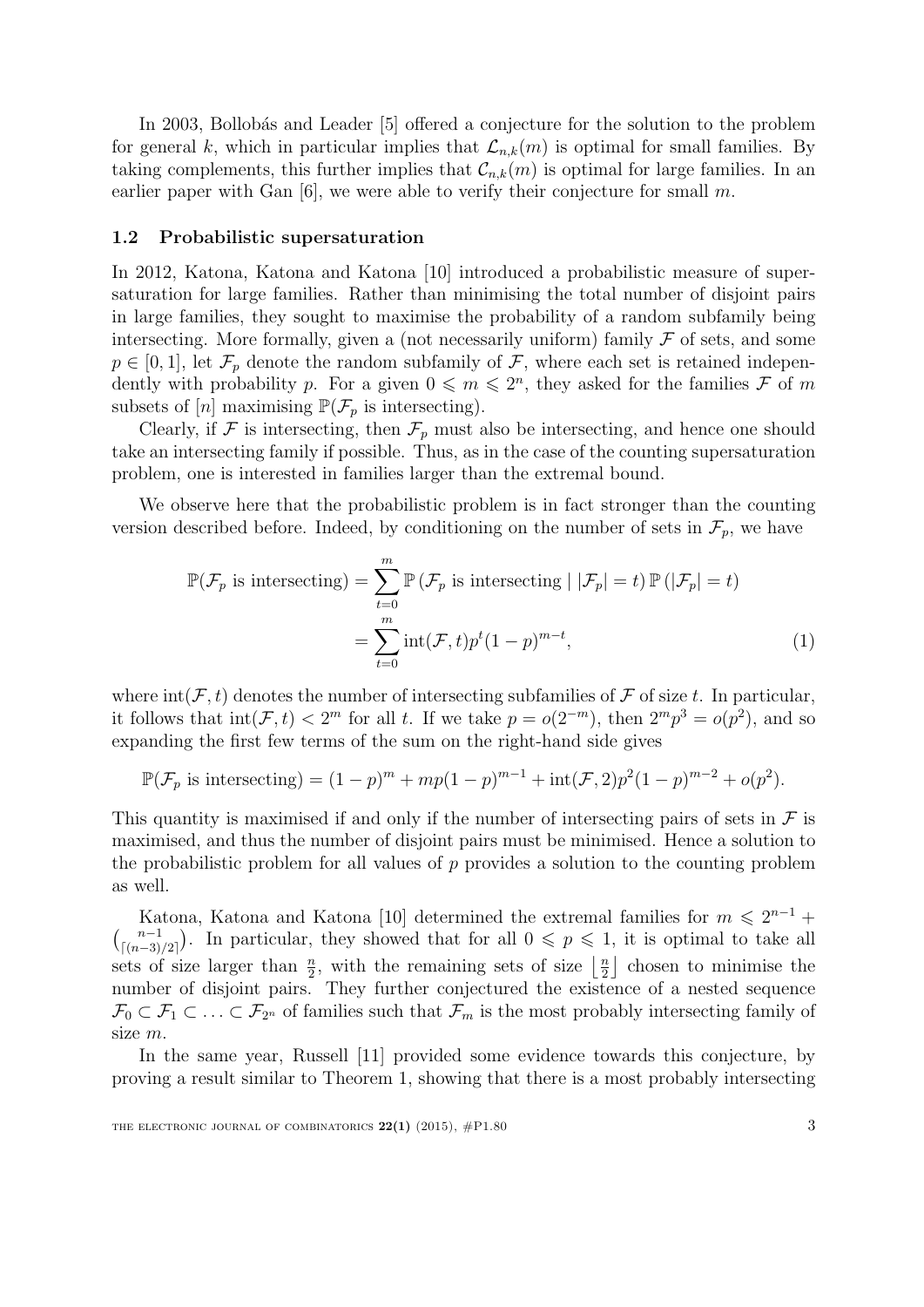In 2003, Bollobás and Leader [5] offered a conjecture for the solution to the problem for general $k$, which in particular implies that $\mathcal{L}_{n,k}(m)$ is optimal for small families. By taking complements, this further implies that $\mathcal{C}_{n,k}(m)$ is optimal for large families. In an earlier paper with Gan [6], we were able to verify their conjecture for small $m$.

### 1.2 Probabilistic supersaturation

In 2012, Katona, Katona and Katona [10] introduced a probabilistic measure of supersaturation for large families. Rather than minimising the total number of disjoint pairs in large families, they sought to maximise the probability of a random subfamily being intersecting. More formally, given a (not necessarily uniform) family $\mathcal{F}$ of sets, and some $p \in [0,1]$, let $\mathcal{F}_p$ denote the random subfamily of $\mathcal{F}$, where each set is retained independently with probability $p$. For a given $0 \leqslant m \leqslant 2^n$, they asked for the families $\mathcal{F}$ of $m$ subsets of $[n]$ maximising $\mathbb{P}(\mathcal{F}_p \text{ is intersecting})$.

Clearly, if $\mathcal{F}$ is intersecting, then $\mathcal{F}_p$ must also be intersecting, and hence one should take an intersecting family if possible. Thus, as in the case of the counting supersaturation problem, one is interested in families larger than the extremal bound.

We observe here that the probabilistic problem is in fact stronger than the counting version described before. Indeed, by conditioning on the number of sets in $\mathcal{F}_p$, we have

$$
\begin{aligned}
\mathbb{P}(\mathcal{F}_p \text{ is intersecting}) &= \sum_{t=0}^{m} \mathbb{P}\left(\mathcal{F}_p \text{ is intersecting} \mid |\mathcal{F}_p| = t\right) \mathbb{P}\left(|\mathcal{F}_p| = t\right) \\
&= \sum_{t=0}^{m} \operatorname{int}(\mathcal{F}, t) p^t (1-p)^{m-t},
\end{aligned} \tag{1}
$$

where $\operatorname{int}(\mathcal{F}, t)$ denotes the number of intersecting subfamilies of $\mathcal{F}$ of size $t$. In particular, it follows that $\operatorname{int}(\mathcal{F}, t) < 2^m$ for all $t$. If we take $p = o(2^{-m})$, then $2^m p^3 = o(p^2)$, and so expanding the first few terms of the sum on the right-hand side gives

$$
\mathbb{P}(\mathcal{F}_p \text{ is intersecting}) = (1-p)^m + mp(1-p)^{m-1} + \operatorname{int}(\mathcal{F}, 2) p^2 (1-p)^{m-2} + o(p^2).
$$

This quantity is maximised if and only if the number of intersecting pairs of sets in $\mathcal{F}$ is maximised, and thus the number of disjoint pairs must be minimised. Hence a solution to the probabilistic problem for all values of $p$ provides a solution to the counting problem as well.

Katona, Katona and Katona [10] determined the extremal families for $m \leqslant 2^{n-1} + \binom{n-1}{\lceil (n-3)/2 \rceil}$. In particular, they showed that for all $0 \leqslant p \leqslant 1$, it is optimal to take all sets of size larger than $\frac{n}{2}$, with the remaining sets of size $\left\lfloor \frac{n}{2} \right\rfloor$ chosen to minimise the number of disjoint pairs. They further conjectured the existence of a nested sequence $\mathcal{F}_0 \subset \mathcal{F}_1 \subset \ldots \subset \mathcal{F}_{2^n}$ of families such that $\mathcal{F}_m$ is the most probably intersecting family of size $m$.

In the same year, Russell [11] provided some evidence towards this conjecture, by proving a result similar to Theorem 1, showing that there is a most probably intersecting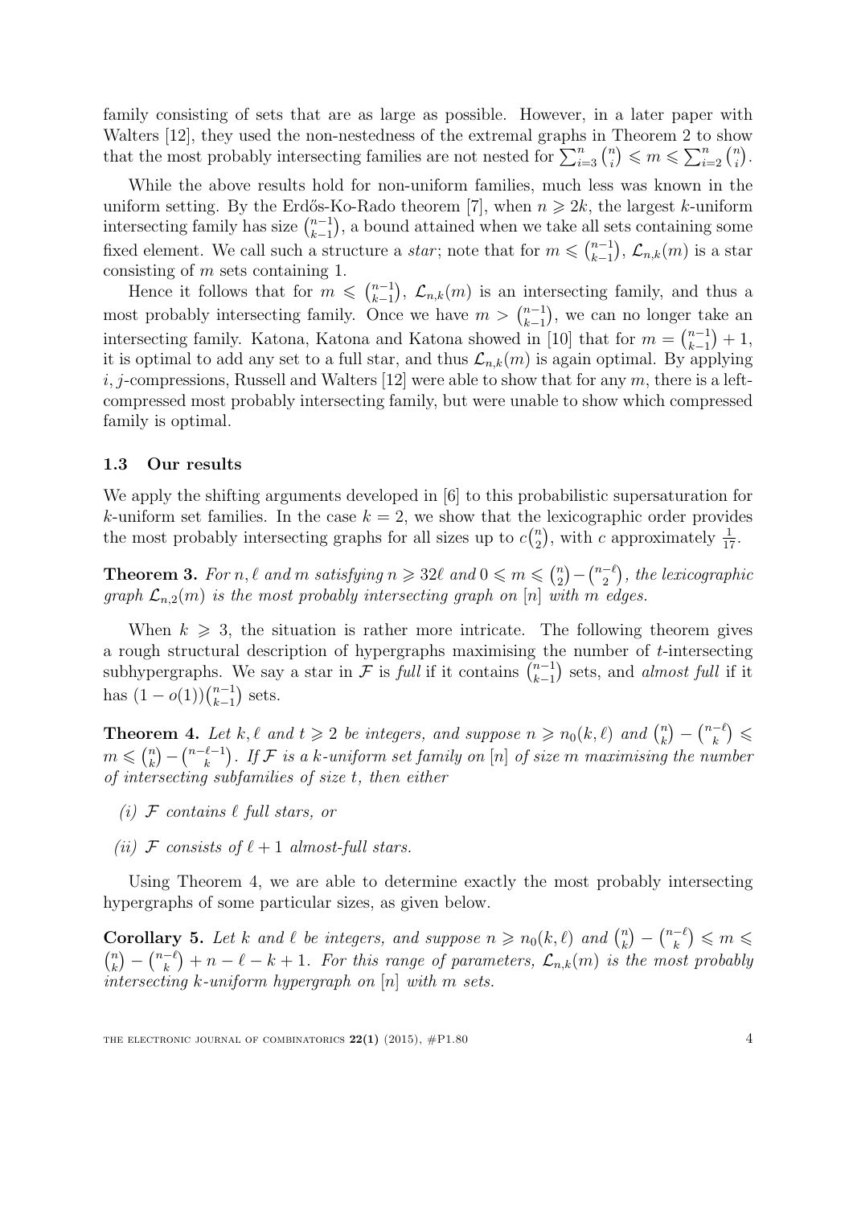family consisting of sets that are as large as possible. However, in a later paper with Walters [12], they used the non-nestedness of the extremal graphs in Theorem 2 to show that the most probably intersecting families are not nested for $\sum_{i=3}^{n} \binom{n}{i} \leqslant m \leqslant \sum_{i=2}^{n} \binom{n}{i}$.

While the above results hold for non-uniform families, much less was known in the uniform setting. By the Erdős-Ko-Rado theorem [7], when $n \geqslant 2k$, the largest $k$-uniform intersecting family has size $\binom{n-1}{k-1}$, a bound attained when we take all sets containing some fixed element. We call such a structure a *star*; note that for $m \leqslant \binom{n-1}{k-1}$, $\mathcal{L}_{n,k}(m)$ is a star consisting of $m$ sets containing 1.

Hence it follows that for $m \leqslant \binom{n-1}{k-1}$, $\mathcal{L}_{n,k}(m)$ is an intersecting family, and thus a most probably intersecting family. Once we have $m > \binom{n-1}{k-1}$, we can no longer take an intersecting family. Katona, Katona and Katona showed in [10] that for $m = \binom{n-1}{k-1} + 1$, it is optimal to add any set to a full star, and thus $\mathcal{L}_{n,k}(m)$ is again optimal. By applying $i, j$-compressions, Russell and Walters [12] were able to show that for any $m$, there is a left-compressed most probably intersecting family, but were unable to show which compressed family is optimal.

### 1.3 Our results

We apply the shifting arguments developed in [6] to this probabilistic supersaturation for $k$-uniform set families. In the case $k = 2$, we show that the lexicographic order provides the most probably intersecting graphs for all sizes up to $c\binom{n}{2}$, with $c$ approximately $\frac{1}{17}$.

**Theorem 3.** *For $n, \ell$ and $m$ satisfying $n \geqslant 32\ell$ and $0 \leqslant m \leqslant \binom{n}{2} - \binom{n-\ell}{2}$, the lexicographic graph $\mathcal{L}_{n,2}(m)$ is the most probably intersecting graph on $[n]$ with $m$ edges.*

When $k \geqslant 3$, the situation is rather more intricate. The following theorem gives a rough structural description of hypergraphs maximising the number of $t$-intersecting subhypergraphs. We say a star in $\mathcal{F}$ is *full* if it contains $\binom{n-1}{k-1}$ sets, and *almost full* if it has $(1 - o(1))\binom{n-1}{k-1}$ sets.

**Theorem 4.** *Let $k, \ell$ and $t \geqslant 2$ be integers, and suppose $n \geqslant n_0(k, \ell)$ and $\binom{n}{k} - \binom{n-\ell}{k} \leqslant m \leqslant \binom{n}{k} - \binom{n-\ell-1}{k}$. If $\mathcal{F}$ is a $k$-uniform set family on $[n]$ of size $m$ maximising the number of intersecting subfamilies of size $t$, then either*

- *(i) $\mathcal{F}$ contains $\ell$ full stars, or*
- *(ii) $\mathcal{F}$ consists of $\ell + 1$ almost-full stars.*

Using Theorem 4, we are able to determine exactly the most probably intersecting hypergraphs of some particular sizes, as given below.

**Corollary 5.** *Let $k$ and $\ell$ be integers, and suppose $n \geqslant n_0(k, \ell)$ and $\binom{n}{k} - \binom{n-\ell}{k} \leqslant m \leqslant \binom{n}{k} - \binom{n-\ell}{k} + n - \ell - k + 1$. For this range of parameters, $\mathcal{L}_{n,k}(m)$ is the most probably intersecting $k$-uniform hypergraph on $[n]$ with $m$ sets.*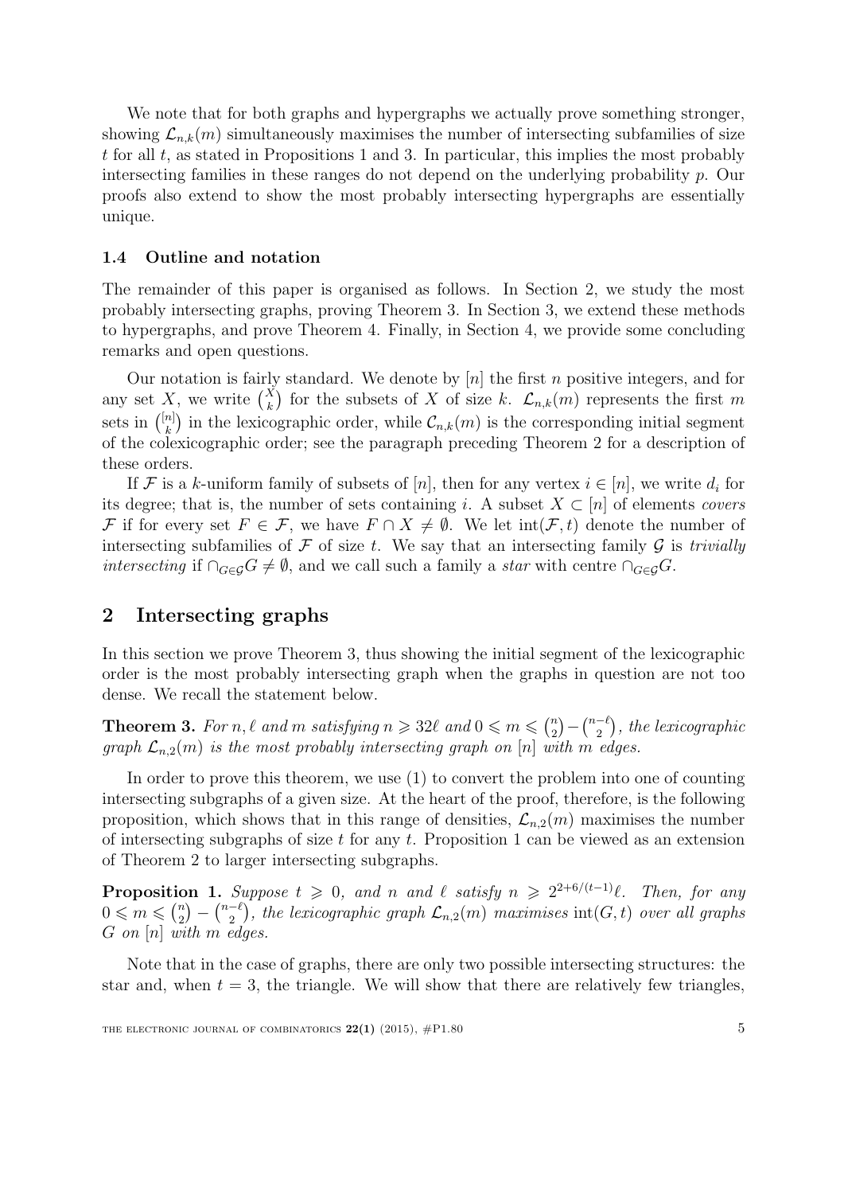We note that for both graphs and hypergraphs we actually prove something stronger, showing $\mathcal{L}_{n,k}(m)$ simultaneously maximises the number of intersecting subfamilies of size $t$ for all $t$, as stated in Propositions 1 and 3. In particular, this implies the most probably intersecting families in these ranges do not depend on the underlying probability $p$. Our proofs also extend to show the most probably intersecting hypergraphs are essentially unique.

### 1.4 Outline and notation

The remainder of this paper is organised as follows. In Section 2, we study the most probably intersecting graphs, proving Theorem 3. In Section 3, we extend these methods to hypergraphs, and prove Theorem 4. Finally, in Section 4, we provide some concluding remarks and open questions.

Our notation is fairly standard. We denote by $[n]$ the first $n$ positive integers, and for any set $X$, we write $\binom{X}{k}$ for the subsets of $X$ of size $k$. $\mathcal{L}_{n,k}(m)$ represents the first $m$ sets in $\binom{[n]}{k}$ in the lexicographic order, while $\mathcal{C}_{n,k}(m)$ is the corresponding initial segment of the colexicographic order; see the paragraph preceding Theorem 2 for a description of these orders.

If $\mathcal{F}$ is a $k$-uniform family of subsets of $[n]$, then for any vertex $i \in [n]$, we write $d_i$ for its degree; that is, the number of sets containing $i$. A subset $X \subset [n]$ of elements *covers* $\mathcal{F}$ if for every set $F \in \mathcal{F}$, we have $F \cap X \neq \emptyset$. We let $\mathrm{int}(\mathcal{F}, t)$ denote the number of intersecting subfamilies of $\mathcal{F}$ of size $t$. We say that an intersecting family $\mathcal{G}$ is *trivially intersecting* if $\cap_{G \in \mathcal{G}} G \neq \emptyset$, and we call such a family a *star* with centre $\cap_{G \in \mathcal{G}} G$.

## 2 Intersecting graphs

In this section we prove Theorem 3, thus showing the initial segment of the lexicographic order is the most probably intersecting graph when the graphs in question are not too dense. We recall the statement below.

**Theorem 3.** *For $n, \ell$ and $m$ satisfying $n \geqslant 32\ell$ and $0 \leqslant m \leqslant \binom{n}{2} - \binom{n-\ell}{2}$, the lexicographic graph $\mathcal{L}_{n,2}(m)$ is the most probably intersecting graph on $[n]$ with $m$ edges.*

In order to prove this theorem, we use (1) to convert the problem into one of counting intersecting subgraphs of a given size. At the heart of the proof, therefore, is the following proposition, which shows that in this range of densities, $\mathcal{L}_{n,2}(m)$ maximises the number of intersecting subgraphs of size $t$ for any $t$. Proposition 1 can be viewed as an extension of Theorem 2 to larger intersecting subgraphs.

**Proposition 1.** *Suppose $t \geqslant 0$, and $n$ and $\ell$ satisfy $n \geqslant 2^{2+6/(t-1)}\ell$. Then, for any $0 \leqslant m \leqslant \binom{n}{2} - \binom{n-\ell}{2}$, the lexicographic graph $\mathcal{L}_{n,2}(m)$ maximises $\mathrm{int}(G, t)$ over all graphs $G$ on $[n]$ with $m$ edges.*

Note that in the case of graphs, there are only two possible intersecting structures: the star and, when $t = 3$, the triangle. We will show that there are relatively few triangles,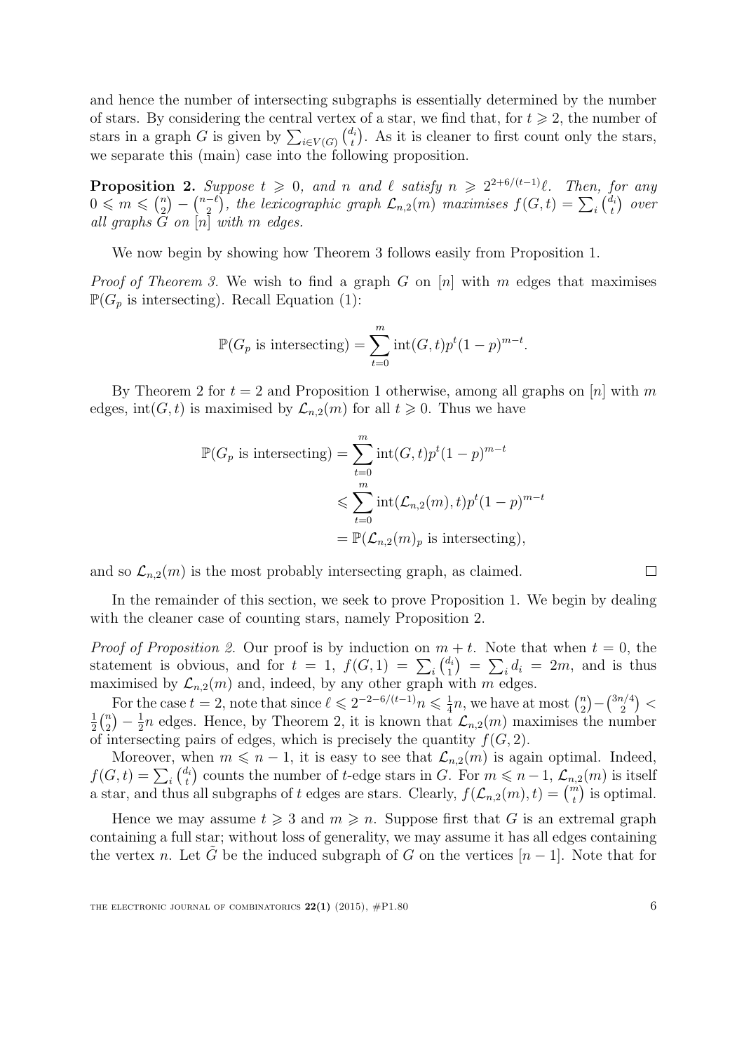and hence the number of intersecting subgraphs is essentially determined by the number of stars. By considering the central vertex of a star, we find that, for $t \geqslant 2$, the number of stars in a graph $G$ is given by $\sum_{i \in V(G)} \binom{d_i}{t}$. As it is cleaner to first count only the stars, we separate this (main) case into the following proposition.

**Proposition 2.** *Suppose $t \geqslant 0$, and $n$ and $\ell$ satisfy $n \geqslant 2^{2+6/(t-1)}\ell$. Then, for any $0 \leqslant m \leqslant \binom{n}{2} - \binom{n-\ell}{2}$, the lexicographic graph $\mathcal{L}_{n,2}(m)$ maximises $f(G,t) = \sum_i \binom{d_i}{t}$ over all graphs $G$ on $[n]$ with $m$ edges.*

We now begin by showing how Theorem 3 follows easily from Proposition 1.

*Proof of Theorem 3.* We wish to find a graph $G$ on $[n]$ with $m$ edges that maximises $\mathbb{P}(G_p \text{ is intersecting})$. Recall Equation (1):

$$\mathbb{P}(G_p \text{ is intersecting}) = \sum_{t=0}^{m} \text{int}(G,t)p^t(1-p)^{m-t}.$$

By Theorem 2 for $t = 2$ and Proposition 1 otherwise, among all graphs on $[n]$ with $m$ edges, $\text{int}(G,t)$ is maximised by $\mathcal{L}_{n,2}(m)$ for all $t \geqslant 0$. Thus we have

$$\begin{aligned}
\mathbb{P}(G_p \text{ is intersecting}) &= \sum_{t=0}^{m} \text{int}(G,t)p^t(1-p)^{m-t} \\
&\leqslant \sum_{t=0}^{m} \text{int}(\mathcal{L}_{n,2}(m),t)p^t(1-p)^{m-t} \\
&= \mathbb{P}(\mathcal{L}_{n,2}(m)_p \text{ is intersecting}),
\end{aligned}$$

and so $\mathcal{L}_{n,2}(m)$ is the most probably intersecting graph, as claimed. $\square$

In the remainder of this section, we seek to prove Proposition 1. We begin by dealing with the cleaner case of counting stars, namely Proposition 2.

*Proof of Proposition 2.* Our proof is by induction on $m + t$. Note that when $t = 0$, the statement is obvious, and for $t = 1$, $f(G,1) = \sum_i \binom{d_i}{1} = \sum_i d_i = 2m$, and is thus maximised by $\mathcal{L}_{n,2}(m)$ and, indeed, by any other graph with $m$ edges.

For the case $t = 2$, note that since $\ell \leqslant 2^{-2-6/(t-1)}n \leqslant \frac{1}{4}n$, we have at most $\binom{n}{2} - \binom{3n/4}{2} < \frac{1}{2}\binom{n}{2} - \frac{1}{2}n$ edges. Hence, by Theorem 2, it is known that $\mathcal{L}_{n,2}(m)$ maximises the number of intersecting pairs of edges, which is precisely the quantity $f(G,2)$.

Moreover, when $m \leqslant n - 1$, it is easy to see that $\mathcal{L}_{n,2}(m)$ is again optimal. Indeed, $f(G,t) = \sum_i \binom{d_i}{t}$ counts the number of $t$-edge stars in $G$. For $m \leqslant n-1$, $\mathcal{L}_{n,2}(m)$ is itself a star, and thus all subgraphs of $t$ edges are stars. Clearly, $f(\mathcal{L}_{n,2}(m),t) = \binom{m}{t}$ is optimal.

Hence we may assume $t \geqslant 3$ and $m \geqslant n$. Suppose first that $G$ is an extremal graph containing a full star; without loss of generality, we may assume it has all edges containing the vertex $n$. Let $\tilde{G}$ be the induced subgraph of $G$ on the vertices $[n-1]$. Note that for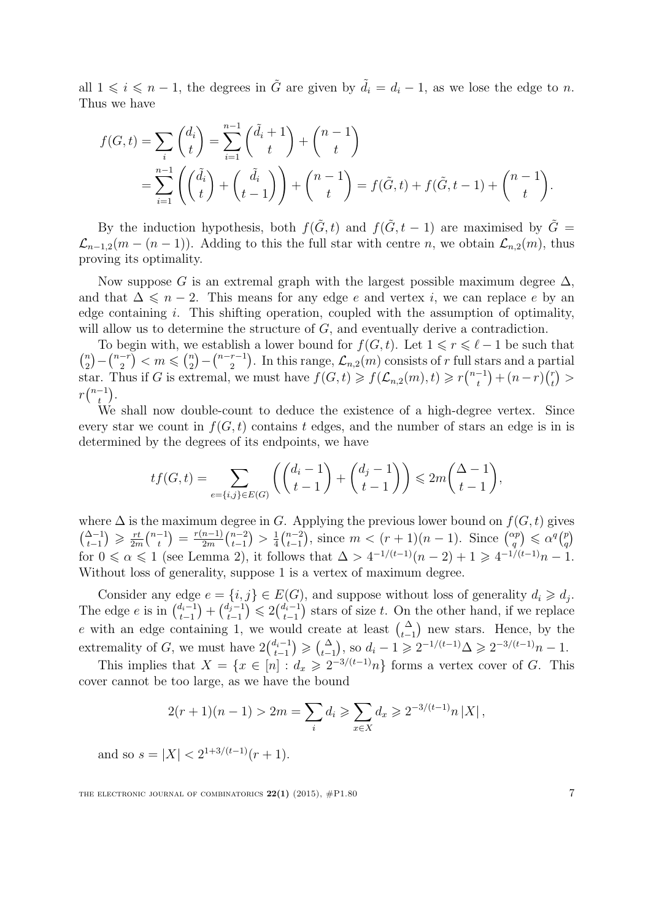all $1 \leqslant i \leqslant n-1$, the degrees in $\tilde{G}$ are given by $\tilde{d}_i = d_i - 1$, as we lose the edge to $n$. Thus we have

$$
\begin{aligned}
f(G,t) &= \sum_i \binom{d_i}{t} = \sum_{i=1}^{n-1} \binom{\tilde{d}_i + 1}{t} + \binom{n-1}{t} \\
&= \sum_{i=1}^{n-1} \left( \binom{\tilde{d}_i}{t} + \binom{\tilde{d}_i}{t-1} \right) + \binom{n-1}{t} = f(\tilde{G}, t) + f(\tilde{G}, t-1) + \binom{n-1}{t}.
\end{aligned}
$$

By the induction hypothesis, both $f(\tilde{G}, t)$ and $f(\tilde{G}, t-1)$ are maximised by $\tilde{G} = \mathcal{L}_{n-1,2}(m-(n-1))$. Adding to this the full star with centre $n$, we obtain $\mathcal{L}_{n,2}(m)$, thus proving its optimality.

Now suppose $G$ is an extremal graph with the largest possible maximum degree $\Delta$, and that $\Delta \leqslant n-2$. This means for any edge $e$ and vertex $i$, we can replace $e$ by an edge containing $i$. This shifting operation, coupled with the assumption of optimality, will allow us to determine the structure of $G$, and eventually derive a contradiction.

To begin with, we establish a lower bound for $f(G,t)$. Let $1 \leqslant r \leqslant \ell - 1$ be such that $\binom{n}{2} - \binom{n-r}{2} < m \leqslant \binom{n}{2} - \binom{n-r-1}{2}$. In this range, $\mathcal{L}_{n,2}(m)$ consists of $r$ full stars and a partial star. Thus if $G$ is extremal, we must have $f(G,t) \geqslant f(\mathcal{L}_{n,2}(m), t) \geqslant r\binom{n-1}{t} + (n-r)\binom{r}{t} > r\binom{n-1}{t}$.

We shall now double-count to deduce the existence of a high-degree vertex. Since every star we count in $f(G,t)$ contains $t$ edges, and the number of stars an edge is in is determined by the degrees of its endpoints, we have

$$
tf(G,t) = \sum_{e=\{i,j\} \in E(G)} \left( \binom{d_i - 1}{t-1} + \binom{d_j - 1}{t-1} \right) \leqslant 2m \binom{\Delta - 1}{t-1},
$$

where $\Delta$ is the maximum degree in $G$. Applying the previous lower bound on $f(G,t)$ gives $\binom{\Delta-1}{t-1} \geqslant \frac{rt}{2m}\binom{n-1}{t} = \frac{r(n-1)}{2m}\binom{n-2}{t-1} > \frac{1}{4}\binom{n-2}{t-1}$, since $m < (r+1)(n-1)$. Since $\binom{\alpha p}{q} \leqslant \alpha^q \binom{p}{q}$ for $0 \leqslant \alpha \leqslant 1$ (see Lemma 2), it follows that $\Delta > 4^{-1/(t-1)}(n-2) + 1 \geqslant 4^{-1/(t-1)}n - 1$. Without loss of generality, suppose 1 is a vertex of maximum degree.

Consider any edge $e = \{i,j\} \in E(G)$, and suppose without loss of generality $d_i \geqslant d_j$. The edge $e$ is in $\binom{d_i-1}{t-1} + \binom{d_j-1}{t-1} \leqslant 2\binom{d_i-1}{t-1}$ stars of size $t$. On the other hand, if we replace $e$ with an edge containing 1, we would create at least $\binom{\Delta}{t-1}$ new stars. Hence, by the extremality of $G$, we must have $2\binom{d_i-1}{t-1} \geqslant \binom{\Delta}{t-1}$, so $d_i - 1 \geqslant 2^{-1/(t-1)}\Delta \geqslant 2^{-3/(t-1)}n - 1$.

This implies that $X = \{x \in [n] : d_x \geqslant 2^{-3/(t-1)}n\}$ forms a vertex cover of $G$. This cover cannot be too large, as we have the bound

$$
2(r+1)(n-1) > 2m = \sum_i d_i \geqslant \sum_{x \in X} d_x \geqslant 2^{-3/(t-1)}n\,|X|,
$$

and so $s = |X| < 2^{1+3/(t-1)}(r+1)$.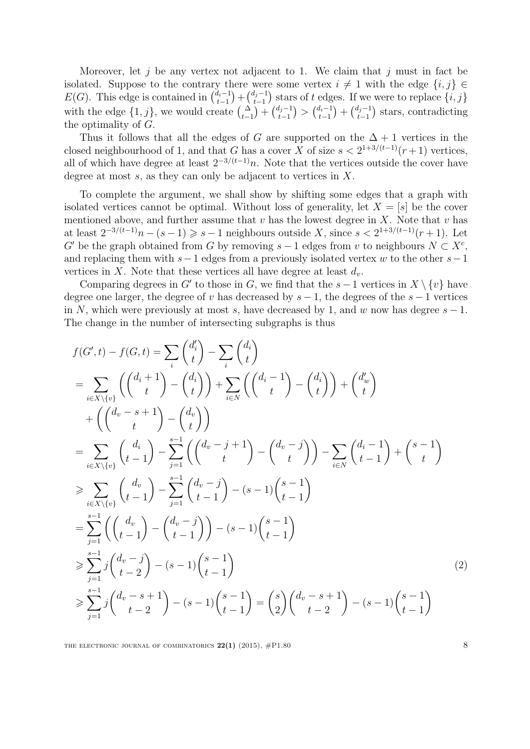Moreover, let $j$ be any vertex not adjacent to 1. We claim that $j$ must in fact be isolated. Suppose to the contrary there were some vertex $i \neq 1$ with the edge $\{i, j\} \in E(G)$. This edge is contained in $\binom{d_i - 1}{t-1} + \binom{d_j - 1}{t-1}$ stars of $t$ edges. If we were to replace $\{i, j\}$ with the edge $\{1, j\}$, we would create $\binom{\Delta}{t-1} + \binom{d_j - 1}{t-1} > \binom{d_i - 1}{t-1} + \binom{d_j - 1}{t-1}$ stars, contradicting the optimality of $G$.

Thus it follows that all the edges of $G$ are supported on the $\Delta + 1$ vertices in the closed neighbourhood of 1, and that $G$ has a cover $X$ of size $s < 2^{1+3/(t-1)}(r+1)$ vertices, all of which have degree at least $2^{-3/(t-1)}n$. Note that the vertices outside the cover have degree at most $s$, as they can only be adjacent to vertices in $X$.

To complete the argument, we shall show by shifting some edges that a graph with isolated vertices cannot be optimal. Without loss of generality, let $X = [s]$ be the cover mentioned above, and further assume that $v$ has the lowest degree in $X$. Note that $v$ has at least $2^{-3/(t-1)}n - (s-1) \geqslant s - 1$ neighbours outside $X$, since $s < 2^{1+3/(t-1)}(r+1)$. Let $G'$ be the graph obtained from $G$ by removing $s-1$ edges from $v$ to neighbours $N \subset X^c$, and replacing them with $s-1$ edges from a previously isolated vertex $w$ to the other $s-1$ vertices in $X$. Note that these vertices all have degree at least $d_v$.

Comparing degrees in $G'$ to those in $G$, we find that the $s-1$ vertices in $X \setminus \{v\}$ have degree one larger, the degree of $v$ has decreased by $s-1$, the degrees of the $s-1$ vertices in $N$, which were previously at most $s$, have decreased by 1, and $w$ now has degree $s-1$. The change in the number of intersecting subgraphs is thus

$$
\begin{aligned}
f(G', t) - f(G, t) &= \sum_i \binom{d'_i}{t} - \sum_i \binom{d_i}{t} \\
&= \sum_{i \in X \setminus \{v\}} \left( \binom{d_i + 1}{t} - \binom{d_i}{t} \right) + \sum_{i \in N} \left( \binom{d_i - 1}{t} - \binom{d_i}{t} \right) + \binom{d'_w}{t} \\
&\quad + \left( \binom{d_v - s + 1}{t} - \binom{d_v}{t} \right) \\
&= \sum_{i \in X \setminus \{v\}} \binom{d_i}{t-1} - \sum_{j=1}^{s-1} \left( \binom{d_v - j + 1}{t} - \binom{d_v - j}{t} \right) - \sum_{i \in N} \binom{d_i - 1}{t-1} + \binom{s-1}{t} \\
&\geqslant \sum_{i \in X \setminus \{v\}} \binom{d_v}{t-1} - \sum_{j=1}^{s-1} \binom{d_v - j}{t-1} - (s-1)\binom{s-1}{t-1} \\
&= \sum_{j=1}^{s-1} \left( \binom{d_v}{t-1} - \binom{d_v - j}{t-1} \right) - (s-1)\binom{s-1}{t-1} \\
&\geqslant \sum_{j=1}^{s-1} j \binom{d_v - j}{t-2} - (s-1)\binom{s-1}{t-1} \qquad (2) \\
&\geqslant \sum_{j=1}^{s-1} j \binom{d_v - s + 1}{t-2} - (s-1)\binom{s-1}{t-1} = \binom{s}{2}\binom{d_v - s + 1}{t-2} - (s-1)\binom{s-1}{t-1}
\end{aligned}
$$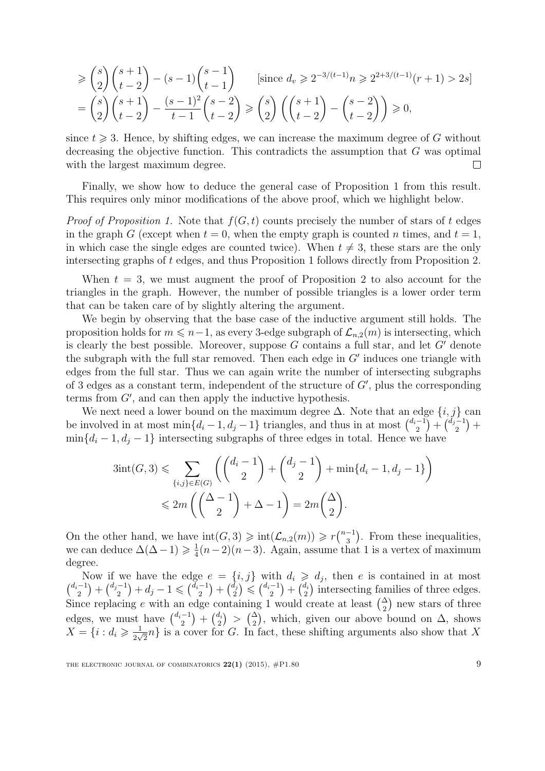$$\geqslant \binom{s}{2}\binom{s+1}{t-2} - (s-1)\binom{s-1}{t-1} \qquad [\text{since } d_v \geqslant 2^{-3/(t-1)}n \geqslant 2^{2+3/(t-1)}(r+1) > 2s]$$

$$= \binom{s}{2}\binom{s+1}{t-2} - \frac{(s-1)^2}{t-1}\binom{s-2}{t-2} \geqslant \binom{s}{2}\left(\binom{s+1}{t-2} - \binom{s-2}{t-2}\right) \geqslant 0,$$

since $t \geqslant 3$. Hence, by shifting edges, we can increase the maximum degree of $G$ without decreasing the objective function. This contradicts the assumption that $G$ was optimal with the largest maximum degree. $\square$

Finally, we show how to deduce the general case of Proposition 1 from this result. This requires only minor modifications of the above proof, which we highlight below.

*Proof of Proposition 1.* Note that $f(G, t)$ counts precisely the number of stars of $t$ edges in the graph $G$ (except when $t = 0$, when the empty graph is counted $n$ times, and $t = 1$, in which case the single edges are counted twice). When $t \neq 3$, these stars are the only intersecting graphs of $t$ edges, and thus Proposition 1 follows directly from Proposition 2.

When $t = 3$, we must augment the proof of Proposition 2 to also account for the triangles in the graph. However, the number of possible triangles is a lower order term that can be taken care of by slightly altering the argument.

We begin by observing that the base case of the inductive argument still holds. The proposition holds for $m \leqslant n-1$, as every 3-edge subgraph of $\mathcal{L}_{n,2}(m)$ is intersecting, which is clearly the best possible. Moreover, suppose $G$ contains a full star, and let $G'$ denote the subgraph with the full star removed. Then each edge in $G'$ induces one triangle with edges from the full star. Thus we can again write the number of intersecting subgraphs of 3 edges as a constant term, independent of the structure of $G'$, plus the corresponding terms from $G'$, and can then apply the inductive hypothesis.

We next need a lower bound on the maximum degree $\Delta$. Note that an edge $\{i, j\}$ can be involved in at most $\min\{d_i - 1, d_j - 1\}$ triangles, and thus in at most $\binom{d_i-1}{2} + \binom{d_j-1}{2} + \min\{d_i - 1, d_j - 1\}$ intersecting subgraphs of three edges in total. Hence we have

$$3\text{int}(G, 3) \leqslant \sum_{\{i,j\} \in E(G)} \left( \binom{d_i - 1}{2} + \binom{d_j - 1}{2} + \min\{d_i - 1, d_j - 1\} \right)$$
$$\leqslant 2m\left( \binom{\Delta - 1}{2} + \Delta - 1 \right) = 2m\binom{\Delta}{2}.$$

On the other hand, we have $\text{int}(G, 3) \geqslant \text{int}(\mathcal{L}_{n,2}(m)) \geqslant r\binom{n-1}{3}$. From these inequalities, we can deduce $\Delta(\Delta - 1) \geqslant \frac{1}{4}(n-2)(n-3)$. Again, assume that 1 is a vertex of maximum degree.

Now if we have the edge $e = \{i, j\}$ with $d_i \geqslant d_j$, then $e$ is contained in at most $\binom{d_i-1}{2} + \binom{d_j-1}{2} + d_j - 1 \leqslant \binom{d_i-1}{2} + \binom{d_j}{2} \leqslant \binom{d_i-1}{2} + \binom{d_i}{2}$ intersecting families of three edges. Since replacing $e$ with an edge containing 1 would create at least $\binom{\Delta}{2}$ new stars of three edges, we must have $\binom{d_i-1}{2} + \binom{d_i}{2} > \binom{\Delta}{2}$, which, given our above bound on $\Delta$, shows $X = \{i : d_i \geqslant \frac{1}{2\sqrt{2}}n\}$ is a cover for $G$. In fact, these shifting arguments also show that $X$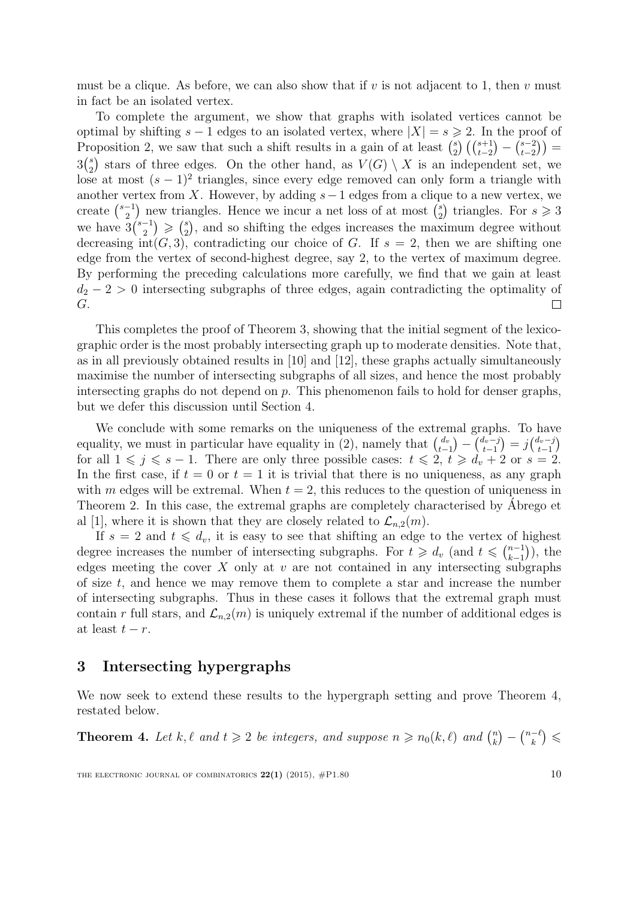must be a clique. As before, we can also show that if $v$ is not adjacent to 1, then $v$ must in fact be an isolated vertex.

To complete the argument, we show that graphs with isolated vertices cannot be optimal by shifting $s-1$ edges to an isolated vertex, where $|X| = s \geqslant 2$. In the proof of Proposition 2, we saw that such a shift results in a gain of at least $\binom{s}{2}\left(\binom{s+1}{t-2} - \binom{s-2}{t-2}\right) = 3\binom{s}{2}$ stars of three edges. On the other hand, as $V(G) \setminus X$ is an independent set, we lose at most $(s-1)^2$ triangles, since every edge removed can only form a triangle with another vertex from $X$. However, by adding $s-1$ edges from a clique to a new vertex, we create $\binom{s-1}{2}$ new triangles. Hence we incur a net loss of at most $\binom{s}{2}$ triangles. For $s \geqslant 3$ we have $3\binom{s-1}{2} \geqslant \binom{s}{2}$, and so shifting the edges increases the maximum degree without decreasing $\operatorname{int}(G, 3)$, contradicting our choice of $G$. If $s = 2$, then we are shifting one edge from the vertex of second-highest degree, say 2, to the vertex of maximum degree. By performing the preceding calculations more carefully, we find that we gain at least $d_2 - 2 > 0$ intersecting subgraphs of three edges, again contradicting the optimality of $G$. □

This completes the proof of Theorem 3, showing that the initial segment of the lexicographic order is the most probably intersecting graph up to moderate densities. Note that, as in all previously obtained results in [10] and [12], these graphs actually simultaneously maximise the number of intersecting subgraphs of all sizes, and hence the most probably intersecting graphs do not depend on $p$. This phenomenon fails to hold for denser graphs, but we defer this discussion until Section 4.

We conclude with some remarks on the uniqueness of the extremal graphs. To have equality, we must in particular have equality in (2), namely that $\binom{d_v}{t-1} - \binom{d_v - j}{t-1} = j\binom{d_v - j}{t-1}$ for all $1 \leqslant j \leqslant s-1$. There are only three possible cases: $t \leqslant 2$, $t \geqslant d_v + 2$ or $s = 2$. In the first case, if $t = 0$ or $t = 1$ it is trivial that there is no uniqueness, as any graph with $m$ edges will be extremal. When $t = 2$, this reduces to the question of uniqueness in Theorem 2. In this case, the extremal graphs are completely characterised by Ábrego et al [1], where it is shown that they are closely related to $\mathcal{L}_{n,2}(m)$.

If $s = 2$ and $t \leqslant d_v$, it is easy to see that shifting an edge to the vertex of highest degree increases the number of intersecting subgraphs. For $t \geqslant d_v$ (and $t \leqslant \binom{n-1}{k-1}$), the edges meeting the cover $X$ only at $v$ are not contained in any intersecting subgraphs of size $t$, and hence we may remove them to complete a star and increase the number of intersecting subgraphs. Thus in these cases it follows that the extremal graph must contain $r$ full stars, and $\mathcal{L}_{n,2}(m)$ is uniquely extremal if the number of additional edges is at least $t - r$.

## 3 Intersecting hypergraphs

We now seek to extend these results to the hypergraph setting and prove Theorem 4, restated below.

**Theorem 4.** *Let $k, \ell$ and $t \geqslant 2$ be integers, and suppose $n \geqslant n_0(k, \ell)$ and $\binom{n}{k} - \binom{n-\ell}{k} \leqslant$*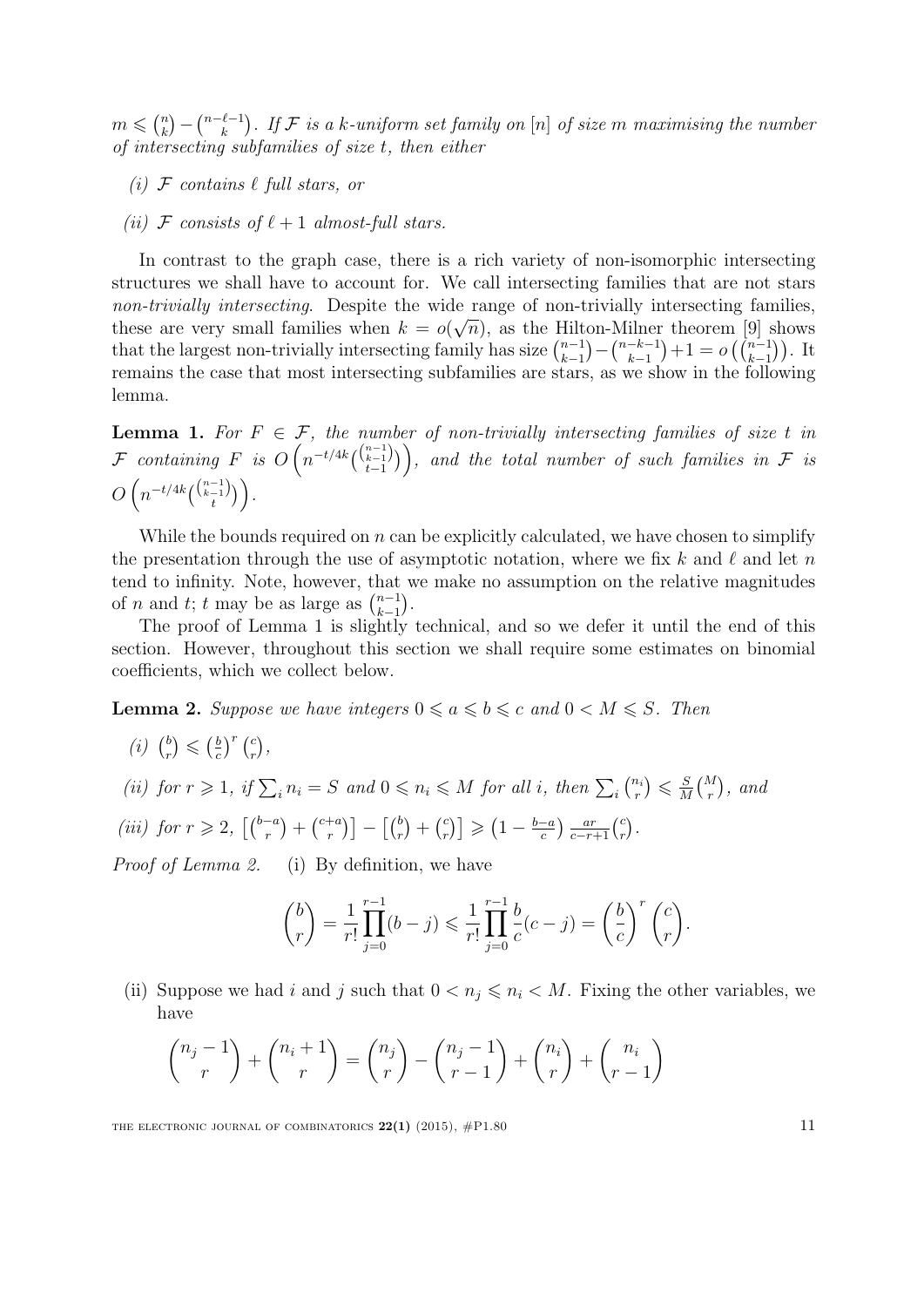$m \leqslant \binom{n}{k} - \binom{n-\ell-1}{k}$. *If $\mathcal{F}$ is a $k$-uniform set family on $[n]$ of size $m$ maximising the number of intersecting subfamilies of size $t$, then either*

*(i) $\mathcal{F}$ contains $\ell$ full stars, or*

*(ii) $\mathcal{F}$ consists of $\ell + 1$ almost-full stars.*

In contrast to the graph case, there is a rich variety of non-isomorphic intersecting structures we shall have to account for. We call intersecting families that are not stars *non-trivially intersecting*. Despite the wide range of non-trivially intersecting families, these are very small families when $k = o(\sqrt{n})$, as the Hilton-Milner theorem [9] shows that the largest non-trivially intersecting family has size $\binom{n-1}{k-1} - \binom{n-k-1}{k-1} + 1 = o\left(\binom{n-1}{k-1}\right)$. It remains the case that most intersecting subfamilies are stars, as we show in the following lemma.

**Lemma 1.** *For $F \in \mathcal{F}$, the number of non-trivially intersecting families of size $t$ in $\mathcal{F}$ containing $F$ is $O\left(n^{-t/4k}\binom{\binom{n-1}{k-1}}{t-1}\right)$, and the total number of such families in $\mathcal{F}$ is $O\left(n^{-t/4k}\binom{\binom{n-1}{k-1}}{t}\right)$.*

While the bounds required on $n$ can be explicitly calculated, we have chosen to simplify the presentation through the use of asymptotic notation, where we fix $k$ and $\ell$ and let $n$ tend to infinity. Note, however, that we make no assumption on the relative magnitudes of $n$ and $t$; $t$ may be as large as $\binom{n-1}{k-1}$.

The proof of Lemma 1 is slightly technical, and so we defer it until the end of this section. However, throughout this section we shall require some estimates on binomial coefficients, which we collect below.

**Lemma 2.** *Suppose we have integers $0 \leqslant a \leqslant b \leqslant c$ and $0 < M \leqslant S$. Then*

*(i) $\binom{b}{r} \leqslant \left(\frac{b}{c}\right)^r \binom{c}{r}$,*

*(ii) for $r \geqslant 1$, if $\sum_i n_i = S$ and $0 \leqslant n_i \leqslant M$ for all $i$, then $\sum_i \binom{n_i}{r} \leqslant \frac{S}{M}\binom{M}{r}$, and*

*(iii) for $r \geqslant 2$, $\left[\binom{b-a}{r} + \binom{c+a}{r}\right] - \left[\binom{b}{r} + \binom{c}{r}\right] \geqslant \left(1 - \frac{b-a}{c}\right) \frac{ar}{c-r+1}\binom{c}{r}$.*

*Proof of Lemma 2.* (i) By definition, we have

$$\binom{b}{r} = \frac{1}{r!}\prod_{j=0}^{r-1}(b-j) \leqslant \frac{1}{r!}\prod_{j=0}^{r-1}\frac{b}{c}(c-j) = \left(\frac{b}{c}\right)^r \binom{c}{r}.$$

(ii) Suppose we had $i$ and $j$ such that $0 < n_j \leqslant n_i < M$. Fixing the other variables, we have

$$\binom{n_j - 1}{r} + \binom{n_i + 1}{r} = \binom{n_j}{r} - \binom{n_j - 1}{r-1} + \binom{n_i}{r} + \binom{n_i}{r-1}$$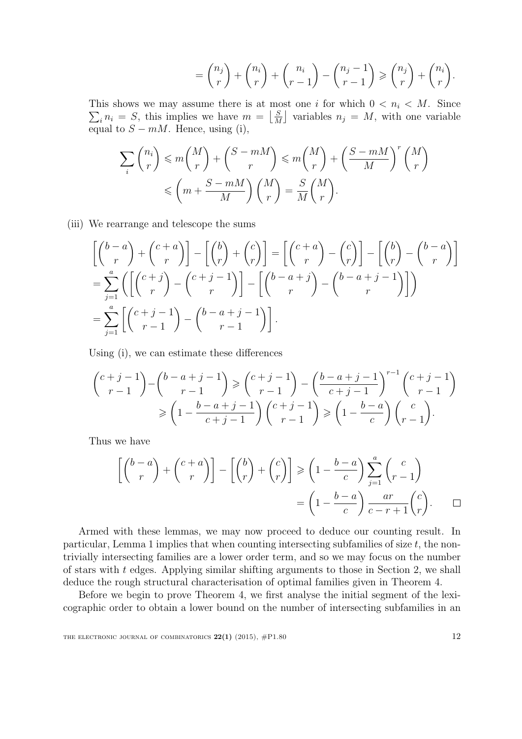$$= \binom{n_j}{r} + \binom{n_i}{r} + \binom{n_i}{r-1} - \binom{n_j - 1}{r-1} \geqslant \binom{n_j}{r} + \binom{n_i}{r}.$$

This shows we may assume there is at most one $i$ for which $0 < n_i < M$. Since $\sum_i n_i = S$, this implies we have $m = \left\lfloor \frac{S}{M} \right\rfloor$ variables $n_j = M$, with one variable equal to $S - mM$. Hence, using (i),

$$\sum_i \binom{n_i}{r} \leqslant m\binom{M}{r} + \binom{S - mM}{r} \leqslant m\binom{M}{r} + \left(\frac{S-mM}{M}\right)^r \binom{M}{r}$$
$$\leqslant \left(m + \frac{S-mM}{M}\right)\binom{M}{r} = \frac{S}{M}\binom{M}{r}.$$

(iii) We rearrange and telescope the sums

$$\left[\binom{b-a}{r} + \binom{c+a}{r}\right] - \left[\binom{b}{r} + \binom{c}{r}\right] = \left[\binom{c+a}{r} - \binom{c}{r}\right] - \left[\binom{b}{r} - \binom{b-a}{r}\right]$$
$$= \sum_{j=1}^{a} \left( \left[\binom{c+j}{r} - \binom{c+j-1}{r}\right] - \left[\binom{b-a+j}{r} - \binom{b-a+j-1}{r}\right] \right)$$
$$= \sum_{j=1}^{a} \left[\binom{c+j-1}{r-1} - \binom{b-a+j-1}{r-1}\right].$$

Using (i), we can estimate these differences

$$\binom{c+j-1}{r-1} - \binom{b-a+j-1}{r-1} \geqslant \binom{c+j-1}{r-1} - \left(\frac{b-a+j-1}{c+j-1}\right)^{r-1}\binom{c+j-1}{r-1}$$
$$\geqslant \left(1 - \frac{b-a+j-1}{c+j-1}\right)\binom{c+j-1}{r-1} \geqslant \left(1 - \frac{b-a}{c}\right)\binom{c}{r-1}.$$

Thus we have

$$\left[\binom{b-a}{r} + \binom{c+a}{r}\right] - \left[\binom{b}{r} + \binom{c}{r}\right] \geqslant \left(1 - \frac{b-a}{c}\right)\sum_{j=1}^{a}\binom{c}{r-1}$$
$$= \left(1 - \frac{b-a}{c}\right)\frac{ar}{c-r+1}\binom{c}{r}. \qquad \square$$

Armed with these lemmas, we may now proceed to deduce our counting result. In particular, Lemma 1 implies that when counting intersecting subfamilies of size $t$, the non-trivially intersecting families are a lower order term, and so we may focus on the number of stars with $t$ edges. Applying similar shifting arguments to those in Section 2, we shall deduce the rough structural characterisation of optimal families given in Theorem 4.

Before we begin to prove Theorem 4, we first analyse the initial segment of the lexicographic order to obtain a lower bound on the number of intersecting subfamilies in an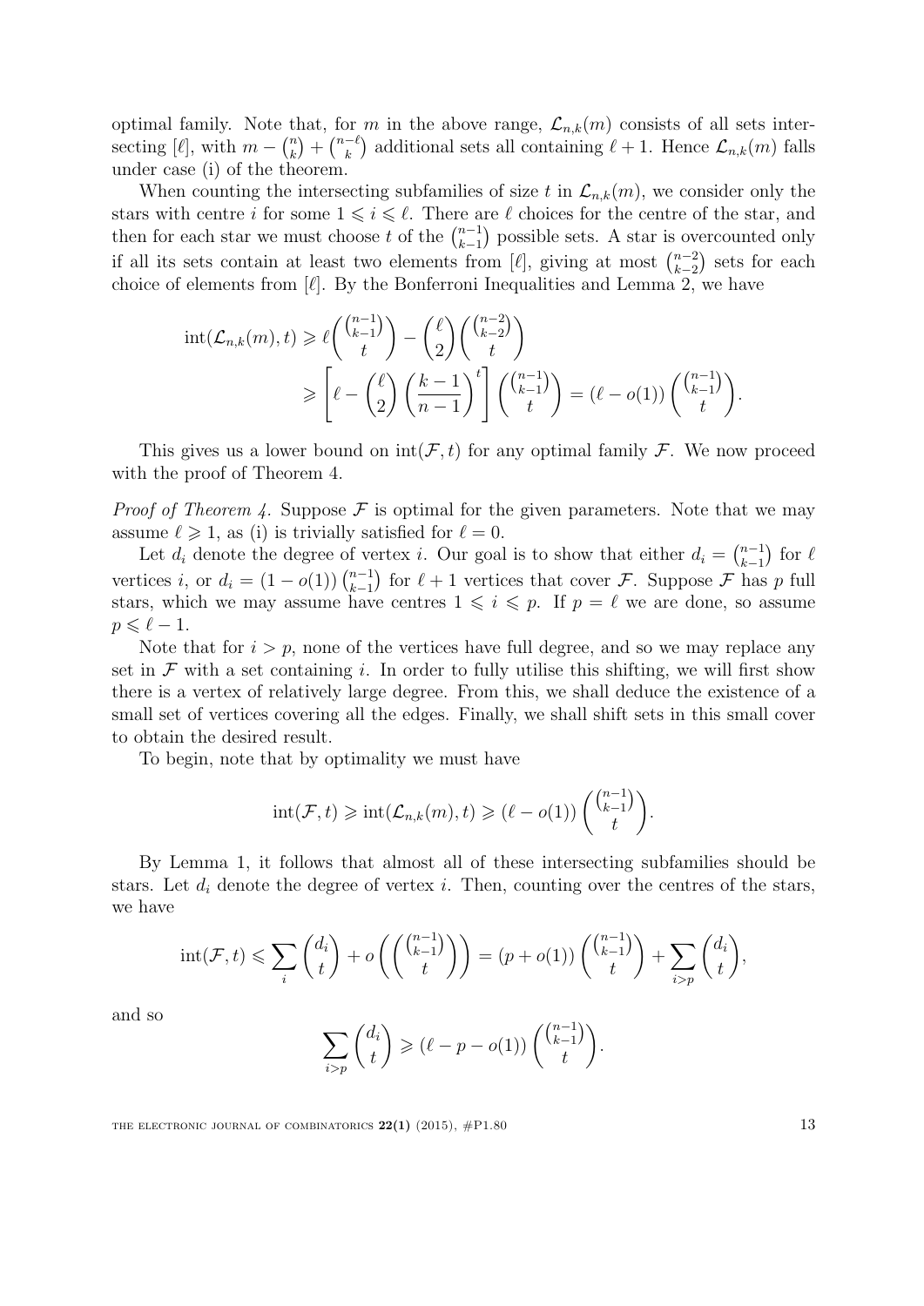optimal family. Note that, for $m$ in the above range, $\mathcal{L}_{n,k}(m)$ consists of all sets intersecting $[\ell]$, with $m - \binom{n}{k} + \binom{n-\ell}{k}$ additional sets all containing $\ell + 1$. Hence $\mathcal{L}_{n,k}(m)$ falls under case (i) of the theorem.

When counting the intersecting subfamilies of size $t$ in $\mathcal{L}_{n,k}(m)$, we consider only the stars with centre $i$ for some $1 \leqslant i \leqslant \ell$. There are $\ell$ choices for the centre of the star, and then for each star we must choose $t$ of the $\binom{n-1}{k-1}$ possible sets. A star is overcounted only if all its sets contain at least two elements from $[\ell]$, giving at most $\binom{n-2}{k-2}$ sets for each choice of elements from $[\ell]$. By the Bonferroni Inequalities and Lemma 2, we have

$$\begin{aligned}
\operatorname{int}(\mathcal{L}_{n,k}(m), t) &\geqslant \ell \binom{\binom{n-1}{k-1}}{t} - \binom{\ell}{2} \binom{\binom{n-2}{k-2}}{t} \\
&\geqslant \left[ \ell - \binom{\ell}{2} \left( \frac{k-1}{n-1} \right)^t \right] \binom{\binom{n-1}{k-1}}{t} = (\ell - o(1)) \binom{\binom{n-1}{k-1}}{t}.
\end{aligned}$$

This gives us a lower bound on $\operatorname{int}(\mathcal{F}, t)$ for any optimal family $\mathcal{F}$. We now proceed with the proof of Theorem 4.

*Proof of Theorem 4.* Suppose $\mathcal{F}$ is optimal for the given parameters. Note that we may assume $\ell \geqslant 1$, as (i) is trivially satisfied for $\ell = 0$.

Let $d_i$ denote the degree of vertex $i$. Our goal is to show that either $d_i = \binom{n-1}{k-1}$ for $\ell$ vertices $i$, or $d_i = (1 - o(1)) \binom{n-1}{k-1}$ for $\ell + 1$ vertices that cover $\mathcal{F}$. Suppose $\mathcal{F}$ has $p$ full stars, which we may assume have centres $1 \leqslant i \leqslant p$. If $p = \ell$ we are done, so assume $p \leqslant \ell - 1$.

Note that for $i > p$, none of the vertices have full degree, and so we may replace any set in $\mathcal{F}$ with a set containing $i$. In order to fully utilise this shifting, we will first show there is a vertex of relatively large degree. From this, we shall deduce the existence of a small set of vertices covering all the edges. Finally, we shall shift sets in this small cover to obtain the desired result.

To begin, note that by optimality we must have

$$\operatorname{int}(\mathcal{F}, t) \geqslant \operatorname{int}(\mathcal{L}_{n,k}(m), t) \geqslant (\ell - o(1)) \binom{\binom{n-1}{k-1}}{t}.$$

By Lemma 1, it follows that almost all of these intersecting subfamilies should be stars. Let $d_i$ denote the degree of vertex $i$. Then, counting over the centres of the stars, we have

$$\operatorname{int}(\mathcal{F}, t) \leqslant \sum_i \binom{d_i}{t} + o\left( \binom{\binom{n-1}{k-1}}{t} \right) = (p + o(1)) \binom{\binom{n-1}{k-1}}{t} + \sum_{i > p} \binom{d_i}{t},$$

and so

$$\sum_{i > p} \binom{d_i}{t} \geqslant (\ell - p - o(1)) \binom{\binom{n-1}{k-1}}{t}.$$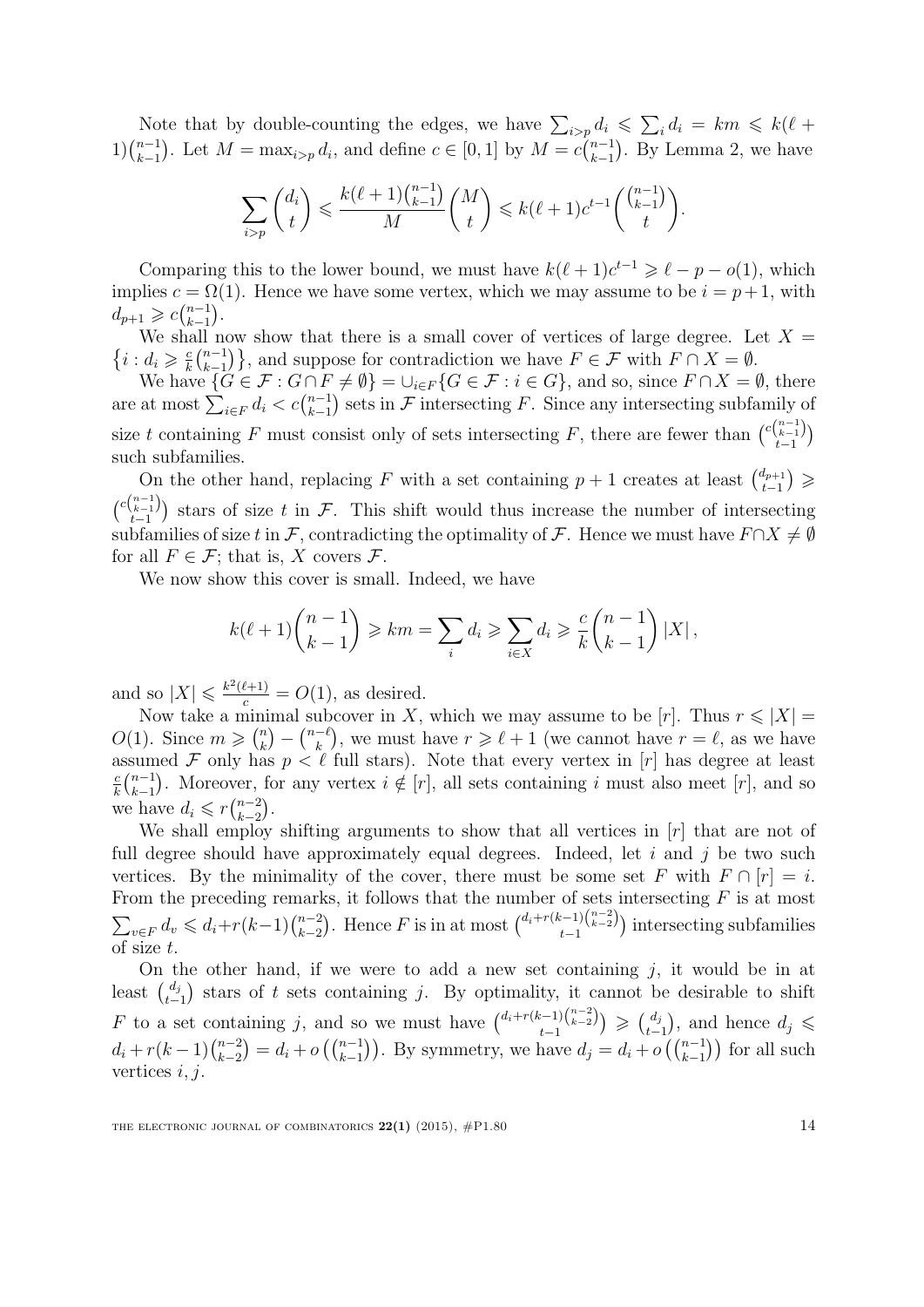Note that by double-counting the edges, we have $\sum_{i>p} d_i \leqslant \sum_i d_i = km \leqslant k(\ell+1)\binom{n-1}{k-1}$. Let $M = \max_{i>p} d_i$, and define $c \in [0,1]$ by $M = c\binom{n-1}{k-1}$. By Lemma 2, we have

$$\sum_{i>p} \binom{d_i}{t} \leqslant \frac{k(\ell+1)\binom{n-1}{k-1}}{M}\binom{M}{t} \leqslant k(\ell+1)c^{t-1}\binom{\binom{n-1}{k-1}}{t}.$$

Comparing this to the lower bound, we must have $k(\ell+1)c^{t-1} \geqslant \ell - p - o(1)$, which implies $c = \Omega(1)$. Hence we have some vertex, which we may assume to be $i = p+1$, with $d_{p+1} \geqslant c\binom{n-1}{k-1}$.

We shall now show that there is a small cover of vertices of large degree. Let $X = \left\{ i : d_i \geqslant \frac{c}{k}\binom{n-1}{k-1} \right\}$, and suppose for contradiction we have $F \in \mathcal{F}$ with $F \cap X = \emptyset$.

We have $\{G \in \mathcal{F} : G \cap F \neq \emptyset\} = \cup_{i \in F} \{G \in \mathcal{F} : i \in G\}$, and so, since $F \cap X = \emptyset$, there are at most $\sum_{i \in F} d_i < c\binom{n-1}{k-1}$ sets in $\mathcal{F}$ intersecting $F$. Since any intersecting subfamily of size $t$ containing $F$ must consist only of sets intersecting $F$, there are fewer than $\binom{c\binom{n-1}{k-1}}{t-1}$ such subfamilies.

On the other hand, replacing $F$ with a set containing $p+1$ creates at least $\binom{d_{p+1}}{t-1} \geqslant \binom{c\binom{n-1}{k-1}}{t-1}$ stars of size $t$ in $\mathcal{F}$. This shift would thus increase the number of intersecting subfamilies of size $t$ in $\mathcal{F}$, contradicting the optimality of $\mathcal{F}$. Hence we must have $F \cap X \neq \emptyset$ for all $F \in \mathcal{F}$; that is, $X$ covers $\mathcal{F}$.

We now show this cover is small. Indeed, we have

$$k(\ell+1)\binom{n-1}{k-1} \geqslant km = \sum_i d_i \geqslant \sum_{i \in X} d_i \geqslant \frac{c}{k}\binom{n-1}{k-1}|X|,$$

and so $|X| \leqslant \frac{k^2(\ell+1)}{c} = O(1)$, as desired.

Now take a minimal subcover in $X$, which we may assume to be $[r]$. Thus $r \leqslant |X| = O(1)$. Since $m \geqslant \binom{n}{k} - \binom{n-\ell}{k}$, we must have $r \geqslant \ell + 1$ (we cannot have $r = \ell$, as we have assumed $\mathcal{F}$ only has $p < \ell$ full stars). Note that every vertex in $[r]$ has degree at least $\frac{c}{k}\binom{n-1}{k-1}$. Moreover, for any vertex $i \notin [r]$, all sets containing $i$ must also meet $[r]$, and so we have $d_i \leqslant r\binom{n-2}{k-2}$.

We shall employ shifting arguments to show that all vertices in $[r]$ that are not of full degree should have approximately equal degrees. Indeed, let $i$ and $j$ be two such vertices. By the minimality of the cover, there must be some set $F$ with $F \cap [r] = i$. From the preceding remarks, it follows that the number of sets intersecting $F$ is at most $\sum_{v \in F} d_v \leqslant d_i + r(k-1)\binom{n-2}{k-2}$. Hence $F$ is in at most $\binom{d_i + r(k-1)\binom{n-2}{k-2}}{t-1}$ intersecting subfamilies of size $t$.

On the other hand, if we were to add a new set containing $j$, it would be in at least $\binom{d_j}{t-1}$ stars of $t$ sets containing $j$. By optimality, it cannot be desirable to shift $F$ to a set containing $j$, and so we must have $\binom{d_i + r(k-1)\binom{n-2}{k-2}}{t-1} \geqslant \binom{d_j}{t-1}$, and hence $d_j \leqslant d_i + r(k-1)\binom{n-2}{k-2} = d_i + o\left(\binom{n-1}{k-1}\right)$. By symmetry, we have $d_j = d_i + o\left(\binom{n-1}{k-1}\right)$ for all such vertices $i, j$.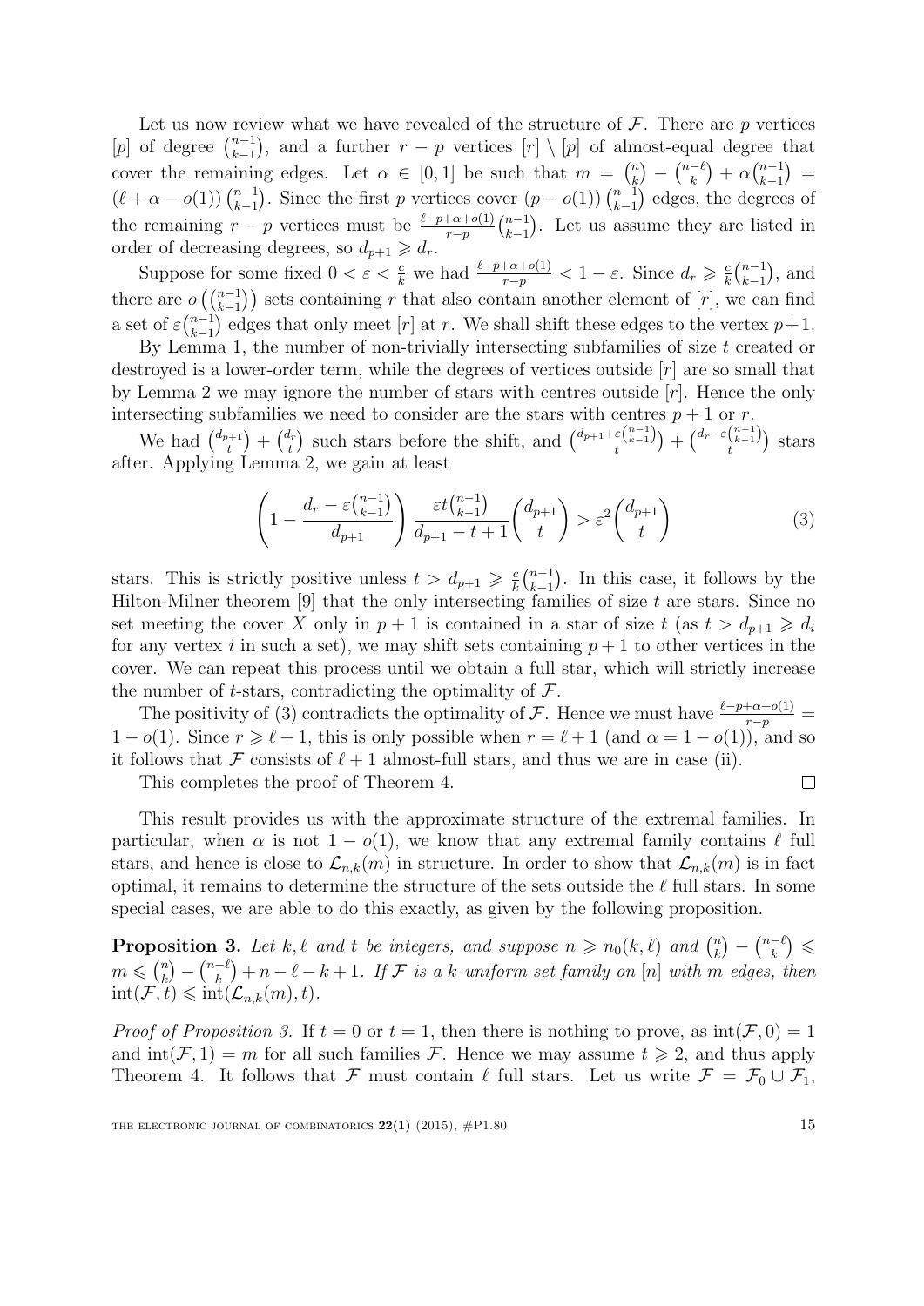Let us now review what we have revealed of the structure of $\mathcal{F}$. There are $p$ vertices $[p]$ of degree $\binom{n-1}{k-1}$, and a further $r-p$ vertices $[r] \setminus [p]$ of almost-equal degree that cover the remaining edges. Let $\alpha \in [0,1]$ be such that $m = \binom{n}{k} - \binom{n-\ell}{k} + \alpha\binom{n-1}{k-1} = (\ell + \alpha - o(1))\binom{n-1}{k-1}$. Since the first $p$ vertices cover $(p - o(1))\binom{n-1}{k-1}$ edges, the degrees of the remaining $r-p$ vertices must be $\frac{\ell - p + \alpha + o(1)}{r-p}\binom{n-1}{k-1}$. Let us assume they are listed in order of decreasing degrees, so $d_{p+1} \geqslant d_r$.

Suppose for some fixed $0 < \varepsilon < \frac{c}{k}$ we had $\frac{\ell-p+\alpha+o(1)}{r-p} < 1 - \varepsilon$. Since $d_r \geqslant \frac{c}{k}\binom{n-1}{k-1}$, and there are $o\left(\binom{n-1}{k-1}\right)$ sets containing $r$ that also contain another element of $[r]$, we can find a set of $\varepsilon\binom{n-1}{k-1}$ edges that only meet $[r]$ at $r$. We shall shift these edges to the vertex $p+1$.

By Lemma 1, the number of non-trivially intersecting subfamilies of size $t$ created or destroyed is a lower-order term, while the degrees of vertices outside $[r]$ are so small that by Lemma 2 we may ignore the number of stars with centres outside $[r]$. Hence the only intersecting subfamilies we need to consider are the stars with centres $p+1$ or $r$.

We had $\binom{d_{p+1}}{t} + \binom{d_r}{t}$ such stars before the shift, and $\binom{d_{p+1}+\varepsilon\binom{n-1}{k-1}}{t} + \binom{d_r - \varepsilon\binom{n-1}{k-1}}{t}$ stars after. Applying Lemma 2, we gain at least

$$\left(1 - \frac{d_r - \varepsilon\binom{n-1}{k-1}}{d_{p+1}}\right)\frac{\varepsilon t\binom{n-1}{k-1}}{d_{p+1} - t + 1}\binom{d_{p+1}}{t} > \varepsilon^2\binom{d_{p+1}}{t} \tag{3}$$

stars. This is strictly positive unless $t > d_{p+1} \geqslant \frac{c}{k}\binom{n-1}{k-1}$. In this case, it follows by the Hilton-Milner theorem [9] that the only intersecting families of size $t$ are stars. Since no set meeting the cover $X$ only in $p+1$ is contained in a star of size $t$ (as $t > d_{p+1} \geqslant d_i$ for any vertex $i$ in such a set), we may shift sets containing $p+1$ to other vertices in the cover. We can repeat this process until we obtain a full star, which will strictly increase the number of $t$-stars, contradicting the optimality of $\mathcal{F}$.

The positivity of (3) contradicts the optimality of $\mathcal{F}$. Hence we must have $\frac{\ell-p+\alpha+o(1)}{r-p} = 1 - o(1)$. Since $r \geqslant \ell + 1$, this is only possible when $r = \ell + 1$ (and $\alpha = 1 - o(1)$), and so it follows that $\mathcal{F}$ consists of $\ell + 1$ almost-full stars, and thus we are in case (ii).

This completes the proof of Theorem 4. $\square$

This result provides us with the approximate structure of the extremal families. In particular, when $\alpha$ is not $1 - o(1)$, we know that any extremal family contains $\ell$ full stars, and hence is close to $\mathcal{L}_{n,k}(m)$ in structure. In order to show that $\mathcal{L}_{n,k}(m)$ is in fact optimal, it remains to determine the structure of the sets outside the $\ell$ full stars. In some special cases, we are able to do this exactly, as given by the following proposition.

**Proposition 3.** *Let $k, \ell$ and $t$ be integers, and suppose $n \geqslant n_0(k,\ell)$ and $\binom{n}{k} - \binom{n-\ell}{k} \leqslant m \leqslant \binom{n}{k} - \binom{n-\ell}{k} + n - \ell - k + 1$. If $\mathcal{F}$ is a $k$-uniform set family on $[n]$ with $m$ edges, then $\operatorname{int}(\mathcal{F}, t) \leqslant \operatorname{int}(\mathcal{L}_{n,k}(m), t)$.*

*Proof of Proposition 3.* If $t = 0$ or $t = 1$, then there is nothing to prove, as $\operatorname{int}(\mathcal{F}, 0) = 1$ and $\operatorname{int}(\mathcal{F}, 1) = m$ for all such families $\mathcal{F}$. Hence we may assume $t \geqslant 2$, and thus apply Theorem 4. It follows that $\mathcal{F}$ must contain $\ell$ full stars. Let us write $\mathcal{F} = \mathcal{F}_0 \cup \mathcal{F}_1$,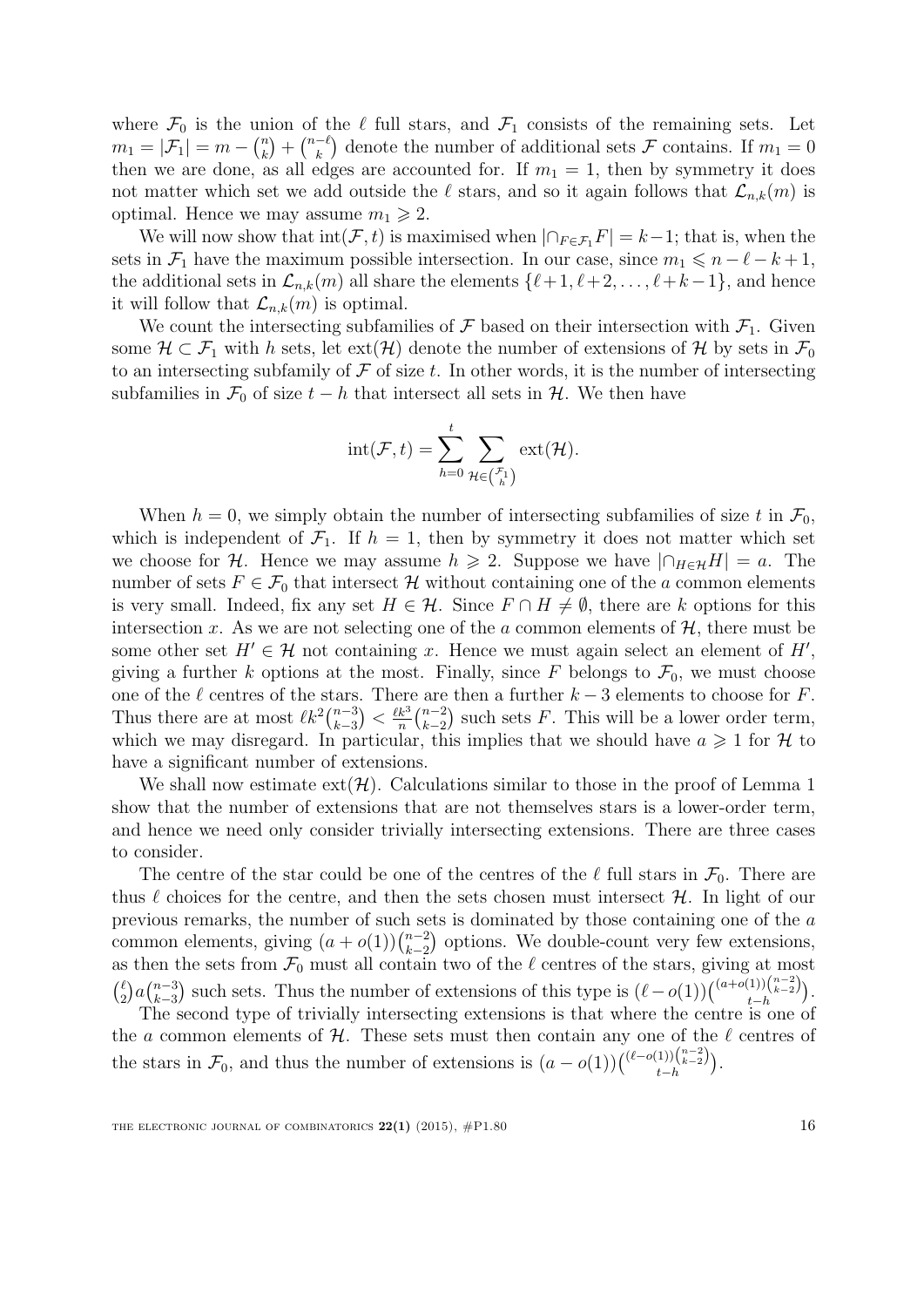where $\mathcal{F}_0$ is the union of the $\ell$ full stars, and $\mathcal{F}_1$ consists of the remaining sets. Let $m_1 = |\mathcal{F}_1| = m - \binom{n}{k} + \binom{n-\ell}{k}$ denote the number of additional sets $\mathcal{F}$ contains. If $m_1 = 0$ then we are done, as all edges are accounted for. If $m_1 = 1$, then by symmetry it does not matter which set we add outside the $\ell$ stars, and so it again follows that $\mathcal{L}_{n,k}(m)$ is optimal. Hence we may assume $m_1 \geqslant 2$.

We will now show that $\mathrm{int}(\mathcal{F}, t)$ is maximised when $|\cap_{F \in \mathcal{F}_1} F| = k-1$; that is, when the sets in $\mathcal{F}_1$ have the maximum possible intersection. In our case, since $m_1 \leqslant n - \ell - k + 1$, the additional sets in $\mathcal{L}_{n,k}(m)$ all share the elements $\{\ell+1, \ell+2, \ldots, \ell+k-1\}$, and hence it will follow that $\mathcal{L}_{n,k}(m)$ is optimal.

We count the intersecting subfamilies of $\mathcal{F}$ based on their intersection with $\mathcal{F}_1$. Given some $\mathcal{H} \subset \mathcal{F}_1$ with $h$ sets, let $\mathrm{ext}(\mathcal{H})$ denote the number of extensions of $\mathcal{H}$ by sets in $\mathcal{F}_0$ to an intersecting subfamily of $\mathcal{F}$ of size $t$. In other words, it is the number of intersecting subfamilies in $\mathcal{F}_0$ of size $t-h$ that intersect all sets in $\mathcal{H}$. We then have

$$\mathrm{int}(\mathcal{F}, t) = \sum_{h=0}^{t} \sum_{\mathcal{H} \in \binom{\mathcal{F}_1}{h}} \mathrm{ext}(\mathcal{H}).$$

When $h = 0$, we simply obtain the number of intersecting subfamilies of size $t$ in $\mathcal{F}_0$, which is independent of $\mathcal{F}_1$. If $h = 1$, then by symmetry it does not matter which set we choose for $\mathcal{H}$. Hence we may assume $h \geqslant 2$. Suppose we have $|\cap_{H \in \mathcal{H}} H| = a$. The number of sets $F \in \mathcal{F}_0$ that intersect $\mathcal{H}$ without containing one of the $a$ common elements is very small. Indeed, fix any set $H \in \mathcal{H}$. Since $F \cap H \neq \emptyset$, there are $k$ options for this intersection $x$. As we are not selecting one of the $a$ common elements of $\mathcal{H}$, there must be some other set $H' \in \mathcal{H}$ not containing $x$. Hence we must again select an element of $H'$, giving a further $k$ options at the most. Finally, since $F$ belongs to $\mathcal{F}_0$, we must choose one of the $\ell$ centres of the stars. There are then a further $k-3$ elements to choose for $F$. Thus there are at most $\ell k^2 \binom{n-3}{k-3} < \frac{\ell k^3}{n} \binom{n-2}{k-2}$ such sets $F$. This will be a lower order term, which we may disregard. In particular, this implies that we should have $a \geqslant 1$ for $\mathcal{H}$ to have a significant number of extensions.

We shall now estimate $\mathrm{ext}(\mathcal{H})$. Calculations similar to those in the proof of Lemma 1 show that the number of extensions that are not themselves stars is a lower-order term, and hence we need only consider trivially intersecting extensions. There are three cases to consider.

The centre of the star could be one of the centres of the $\ell$ full stars in $\mathcal{F}_0$. There are thus $\ell$ choices for the centre, and then the sets chosen must intersect $\mathcal{H}$. In light of our previous remarks, the number of such sets is dominated by those containing one of the $a$ common elements, giving $(a + o(1))\binom{n-2}{k-2}$ options. We double-count very few extensions, as then the sets from $\mathcal{F}_0$ must all contain two of the $\ell$ centres of the stars, giving at most $\binom{\ell}{2} a \binom{n-3}{k-3}$ such sets. Thus the number of extensions of this type is $(\ell - o(1))\binom{(a+o(1))\binom{n-2}{k-2}}{t-h}$.

The second type of trivially intersecting extensions is that where the centre is one of the $a$ common elements of $\mathcal{H}$. These sets must then contain any one of the $\ell$ centres of the stars in $\mathcal{F}_0$, and thus the number of extensions is $(a - o(1))\binom{(\ell-o(1))\binom{n-2}{k-2}}{t-h}$.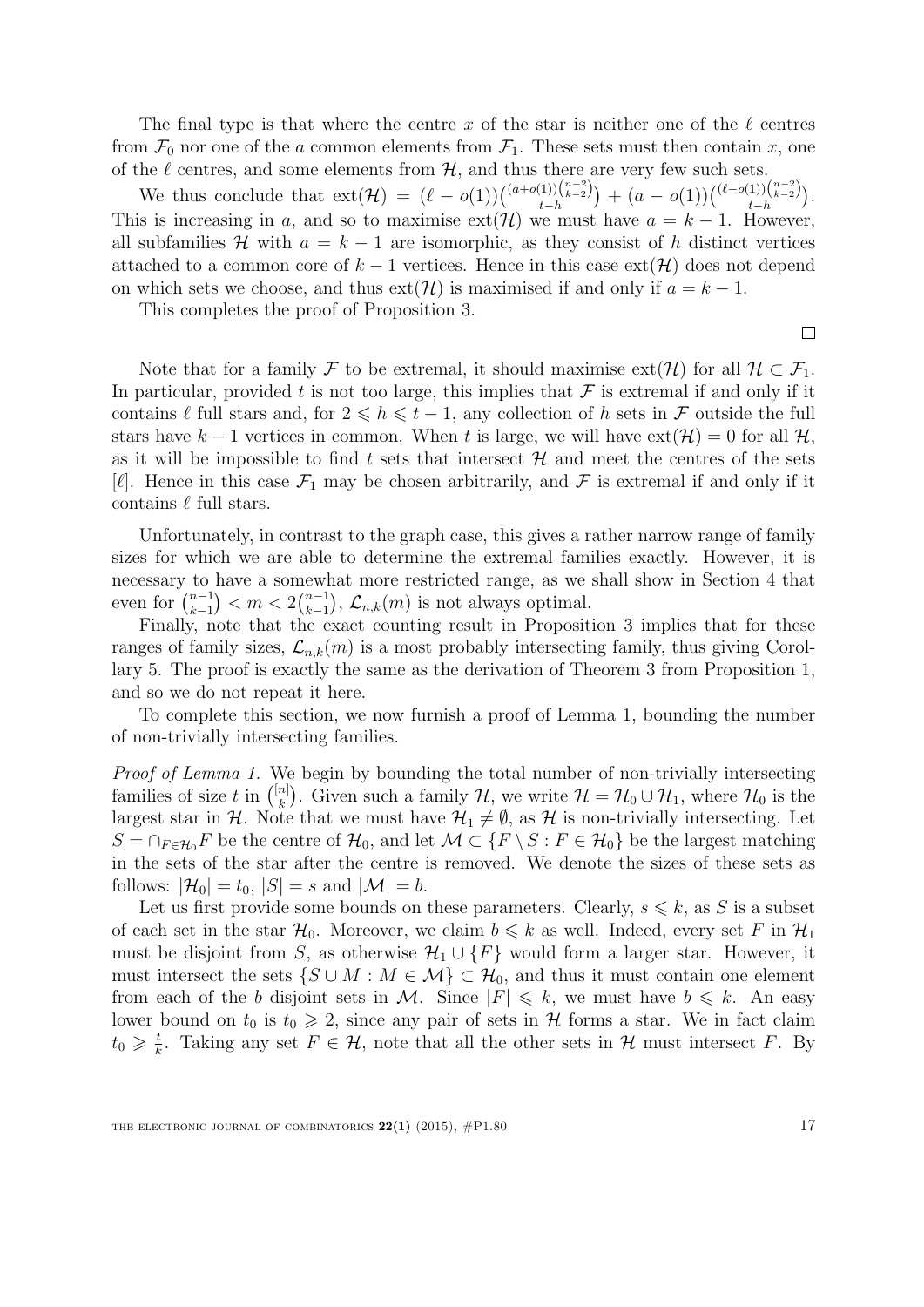The final type is that where the centre $x$ of the star is neither one of the $\ell$ centres from $\mathcal{F}_0$ nor one of the $a$ common elements from $\mathcal{F}_1$. These sets must then contain $x$, one of the $\ell$ centres, and some elements from $\mathcal{H}$, and thus there are very few such sets.

We thus conclude that $\text{ext}(\mathcal{H}) = (\ell - o(1))\binom{(a+o(1))\binom{n-2}{k-2}}{t-h} + (a - o(1))\binom{(\ell-o(1))\binom{n-2}{k-2}}{t-h}$. This is increasing in $a$, and so to maximise $\text{ext}(\mathcal{H})$ we must have $a = k-1$. However, all subfamilies $\mathcal{H}$ with $a = k-1$ are isomorphic, as they consist of $h$ distinct vertices attached to a common core of $k-1$ vertices. Hence in this case $\text{ext}(\mathcal{H})$ does not depend on which sets we choose, and thus $\text{ext}(\mathcal{H})$ is maximised if and only if $a = k-1$.

This completes the proof of Proposition 3.

$\square$

Note that for a family $\mathcal{F}$ to be extremal, it should maximise $\text{ext}(\mathcal{H})$ for all $\mathcal{H} \subset \mathcal{F}_1$. In particular, provided $t$ is not too large, this implies that $\mathcal{F}$ is extremal if and only if it contains $\ell$ full stars and, for $2 \leqslant h \leqslant t-1$, any collection of $h$ sets in $\mathcal{F}$ outside the full stars have $k-1$ vertices in common. When $t$ is large, we will have $\text{ext}(\mathcal{H}) = 0$ for all $\mathcal{H}$, as it will be impossible to find $t$ sets that intersect $\mathcal{H}$ and meet the centres of the sets $[\ell]$. Hence in this case $\mathcal{F}_1$ may be chosen arbitrarily, and $\mathcal{F}$ is extremal if and only if it contains $\ell$ full stars.

Unfortunately, in contrast to the graph case, this gives a rather narrow range of family sizes for which we are able to determine the extremal families exactly. However, it is necessary to have a somewhat more restricted range, as we shall show in Section 4 that even for $\binom{n-1}{k-1} < m < 2\binom{n-1}{k-1}$, $\mathcal{L}_{n,k}(m)$ is not always optimal.

Finally, note that the exact counting result in Proposition 3 implies that for these ranges of family sizes, $\mathcal{L}_{n,k}(m)$ is a most probably intersecting family, thus giving Corollary 5. The proof is exactly the same as the derivation of Theorem 3 from Proposition 1, and so we do not repeat it here.

To complete this section, we now furnish a proof of Lemma 1, bounding the number of non-trivially intersecting families.

*Proof of Lemma 1.* We begin by bounding the total number of non-trivially intersecting families of size $t$ in $\binom{[n]}{k}$. Given such a family $\mathcal{H}$, we write $\mathcal{H} = \mathcal{H}_0 \cup \mathcal{H}_1$, where $\mathcal{H}_0$ is the largest star in $\mathcal{H}$. Note that we must have $\mathcal{H}_1 \neq \emptyset$, as $\mathcal{H}$ is non-trivially intersecting. Let $S = \cap_{F \in \mathcal{H}_0} F$ be the centre of $\mathcal{H}_0$, and let $\mathcal{M} \subset \{F \setminus S : F \in \mathcal{H}_0\}$ be the largest matching in the sets of the star after the centre is removed. We denote the sizes of these sets as follows: $|\mathcal{H}_0| = t_0$, $|S| = s$ and $|\mathcal{M}| = b$.

Let us first provide some bounds on these parameters. Clearly, $s \leqslant k$, as $S$ is a subset of each set in the star $\mathcal{H}_0$. Moreover, we claim $b \leqslant k$ as well. Indeed, every set $F$ in $\mathcal{H}_1$ must be disjoint from $S$, as otherwise $\mathcal{H}_1 \cup \{F\}$ would form a larger star. However, it must intersect the sets $\{S \cup M : M \in \mathcal{M}\} \subset \mathcal{H}_0$, and thus it must contain one element from each of the $b$ disjoint sets in $\mathcal{M}$. Since $|F| \leqslant k$, we must have $b \leqslant k$. An easy lower bound on $t_0$ is $t_0 \geqslant 2$, since any pair of sets in $\mathcal{H}$ forms a star. We in fact claim $t_0 \geqslant \frac{t}{k}$. Taking any set $F \in \mathcal{H}$, note that all the other sets in $\mathcal{H}$ must intersect $F$. By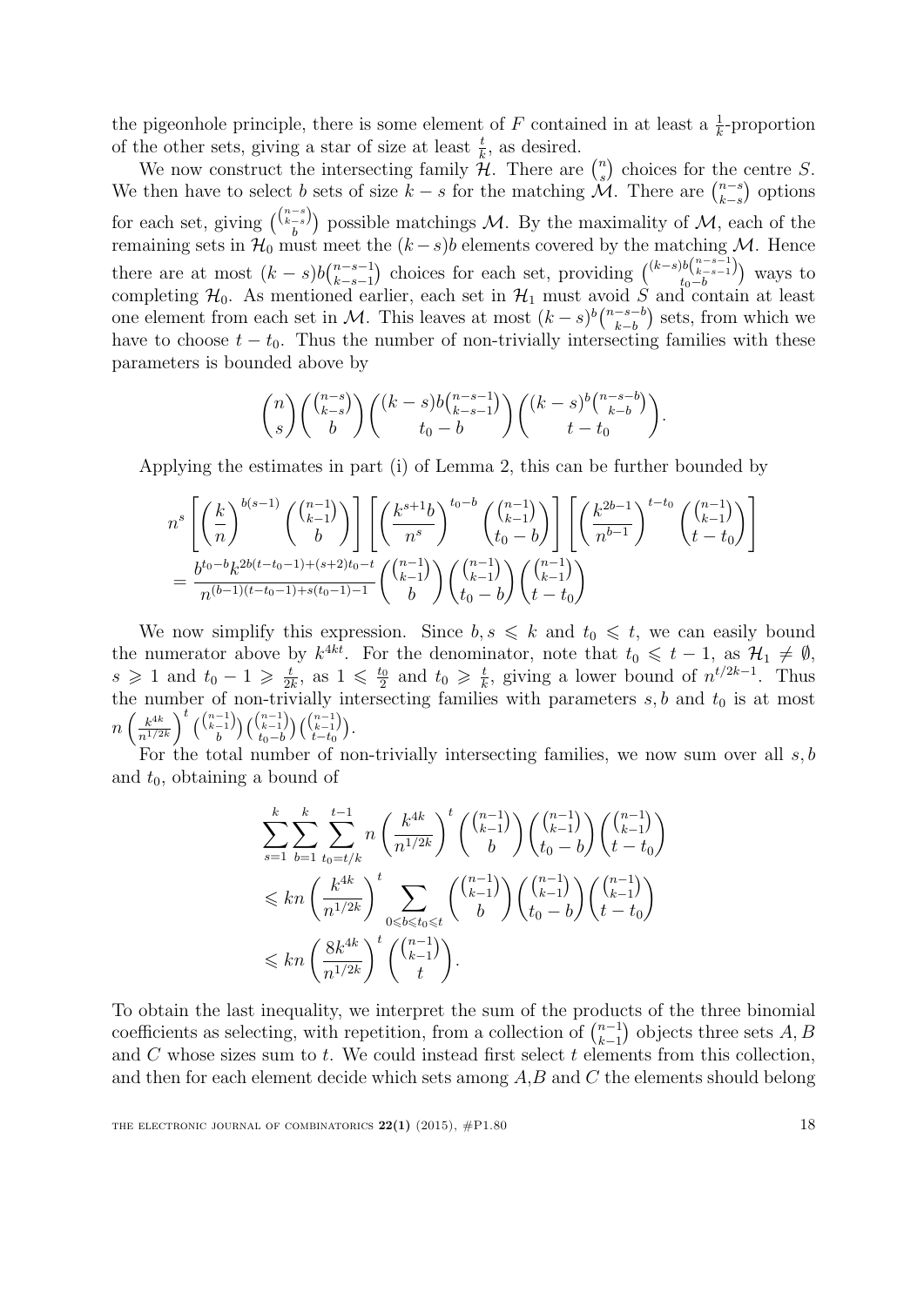the pigeonhole principle, there is some element of $F$ contained in at least a $\frac{1}{k}$-proportion of the other sets, giving a star of size at least $\frac{t}{k}$, as desired.

We now construct the intersecting family $\mathcal{H}$. There are $\binom{n}{s}$ choices for the centre $S$. We then have to select $b$ sets of size $k-s$ for the matching $\mathcal{M}$. There are $\binom{n-s}{k-s}$ options for each set, giving $\binom{\binom{n-s}{k-s}}{b}$ possible matchings $\mathcal{M}$. By the maximality of $\mathcal{M}$, each of the remaining sets in $\mathcal{H}_0$ must meet the $(k-s)b$ elements covered by the matching $\mathcal{M}$. Hence there are at most $(k-s)b\binom{n-s-1}{k-s-1}$ choices for each set, providing $\binom{(k-s)b\binom{n-s-1}{k-s-1}}{t_0-b}$ ways to completing $\mathcal{H}_0$. As mentioned earlier, each set in $\mathcal{H}_1$ must avoid $S$ and contain at least one element from each set in $\mathcal{M}$. This leaves at most $(k-s)^b\binom{n-s-b}{k-b}$ sets, from which we have to choose $t-t_0$. Thus the number of non-trivially intersecting families with these parameters is bounded above by

$$\binom{n}{s}\binom{\binom{n-s}{k-s}}{b}\binom{(k-s)b\binom{n-s-1}{k-s-1}}{t_0-b}\binom{(k-s)^b\binom{n-s-b}{k-b}}{t-t_0}.$$

Applying the estimates in part (i) of Lemma 2, this can be further bounded by

$$\begin{aligned}
&n^s\left[\left(\frac{k}{n}\right)^{b(s-1)}\binom{\binom{n-1}{k-1}}{b}\right]\left[\left(\frac{k^{s+1}b}{n^s}\right)^{t_0-b}\binom{\binom{n-1}{k-1}}{t_0-b}\right]\left[\left(\frac{k^{2b-1}}{n^{b-1}}\right)^{t-t_0}\binom{\binom{n-1}{k-1}}{t-t_0}\right]\\
&=\frac{b^{t_0-b}k^{2b(t-t_0-1)+(s+2)t_0-t}}{n^{(b-1)(t-t_0-1)+s(t_0-1)-1}}\binom{\binom{n-1}{k-1}}{b}\binom{\binom{n-1}{k-1}}{t_0-b}\binom{\binom{n-1}{k-1}}{t-t_0}
\end{aligned}$$

We now simplify this expression. Since $b, s \leqslant k$ and $t_0 \leqslant t$, we can easily bound the numerator above by $k^{4kt}$. For the denominator, note that $t_0 \leqslant t-1$, as $\mathcal{H}_1 \neq \emptyset$, $s \geqslant 1$ and $t_0 - 1 \geqslant \frac{t}{2k}$, as $1 \leqslant \frac{t_0}{2}$ and $t_0 \geqslant \frac{t}{k}$, giving a lower bound of $n^{t/2k-1}$. Thus the number of non-trivially intersecting families with parameters $s, b$ and $t_0$ is at most $n\left(\frac{k^{4k}}{n^{1/2k}}\right)^t\binom{\binom{n-1}{k-1}}{b}\binom{\binom{n-1}{k-1}}{t_0-b}\binom{\binom{n-1}{k-1}}{t-t_0}$.

For the total number of non-trivially intersecting families, we now sum over all $s, b$ and $t_0$, obtaining a bound of

$$\begin{aligned}
&\sum_{s=1}^{k}\sum_{b=1}^{k}\sum_{t_0=t/k}^{t-1} n\left(\frac{k^{4k}}{n^{1/2k}}\right)^t\binom{\binom{n-1}{k-1}}{b}\binom{\binom{n-1}{k-1}}{t_0-b}\binom{\binom{n-1}{k-1}}{t-t_0}\\
&\leqslant kn\left(\frac{k^{4k}}{n^{1/2k}}\right)^t\sum_{0\leqslant b\leqslant t_0\leqslant t}\binom{\binom{n-1}{k-1}}{b}\binom{\binom{n-1}{k-1}}{t_0-b}\binom{\binom{n-1}{k-1}}{t-t_0}\\
&\leqslant kn\left(\frac{8k^{4k}}{n^{1/2k}}\right)^t\binom{\binom{n-1}{k-1}}{t}.
\end{aligned}$$

To obtain the last inequality, we interpret the sum of the products of the three binomial coefficients as selecting, with repetition, from a collection of $\binom{n-1}{k-1}$ objects three sets $A, B$ and $C$ whose sizes sum to $t$. We could instead first select $t$ elements from this collection, and then for each element decide which sets among $A$,$B$ and $C$ the elements should belong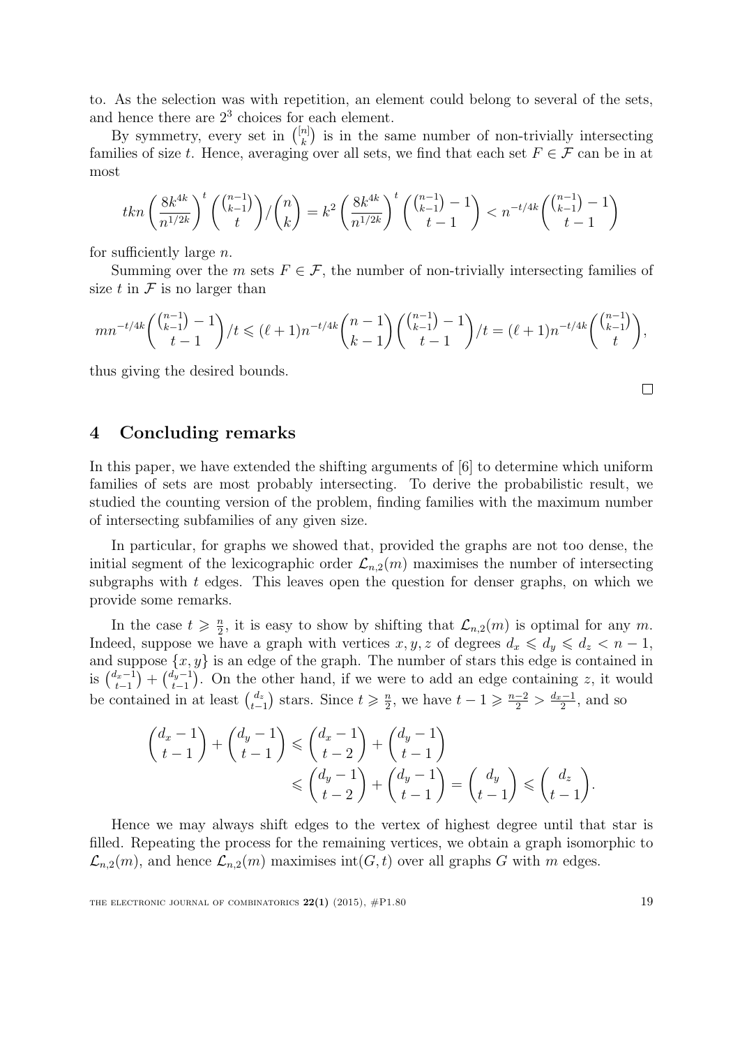to. As the selection was with repetition, an element could belong to several of the sets, and hence there are $2^3$ choices for each element.

By symmetry, every set in $\binom{[n]}{k}$ is in the same number of non-trivially intersecting families of size $t$. Hence, averaging over all sets, we find that each set $F \in \mathcal{F}$ can be in at most

$$tkn\left(\frac{8k^{4k}}{n^{1/2k}}\right)^t \binom{\binom{n-1}{k-1}}{t} / \binom{n}{k} = k^2\left(\frac{8k^{4k}}{n^{1/2k}}\right)^t \binom{\binom{n-1}{k-1}-1}{t-1} < n^{-t/4k}\binom{\binom{n-1}{k-1}-1}{t-1}$$

for sufficiently large $n$.

Summing over the $m$ sets $F \in \mathcal{F}$, the number of non-trivially intersecting families of size $t$ in $\mathcal{F}$ is no larger than

$$mn^{-t/4k}\binom{\binom{n-1}{k-1}-1}{t-1}/t \leqslant (\ell+1)n^{-t/4k}\binom{n-1}{k-1}\binom{\binom{n-1}{k-1}-1}{t-1}/t = (\ell+1)n^{-t/4k}\binom{\binom{n-1}{k-1}}{t},$$

thus giving the desired bounds.

□

## 4 Concluding remarks

In this paper, we have extended the shifting arguments of [6] to determine which uniform families of sets are most probably intersecting. To derive the probabilistic result, we studied the counting version of the problem, finding families with the maximum number of intersecting subfamilies of any given size.

In particular, for graphs we showed that, provided the graphs are not too dense, the initial segment of the lexicographic order $\mathcal{L}_{n,2}(m)$ maximises the number of intersecting subgraphs with $t$ edges. This leaves open the question for denser graphs, on which we provide some remarks.

In the case $t \geqslant \frac{n}{2}$, it is easy to show by shifting that $\mathcal{L}_{n,2}(m)$ is optimal for any $m$. Indeed, suppose we have a graph with vertices $x, y, z$ of degrees $d_x \leqslant d_y \leqslant d_z < n-1$, and suppose $\{x, y\}$ is an edge of the graph. The number of stars this edge is contained in is $\binom{d_x-1}{t-1} + \binom{d_y-1}{t-1}$. On the other hand, if we were to add an edge containing $z$, it would be contained in at least $\binom{d_z}{t-1}$ stars. Since $t \geqslant \frac{n}{2}$, we have $t-1 \geqslant \frac{n-2}{2} > \frac{d_x-1}{2}$, and so

$$\begin{aligned}\binom{d_x-1}{t-1} + \binom{d_y-1}{t-1} &\leqslant \binom{d_x-1}{t-2} + \binom{d_y-1}{t-1} \\ &\leqslant \binom{d_y-1}{t-2} + \binom{d_y-1}{t-1} = \binom{d_y}{t-1} \leqslant \binom{d_z}{t-1}.\end{aligned}$$

Hence we may always shift edges to the vertex of highest degree until that star is filled. Repeating the process for the remaining vertices, we obtain a graph isomorphic to $\mathcal{L}_{n,2}(m)$, and hence $\mathcal{L}_{n,2}(m)$ maximises $\operatorname{int}(G, t)$ over all graphs $G$ with $m$ edges.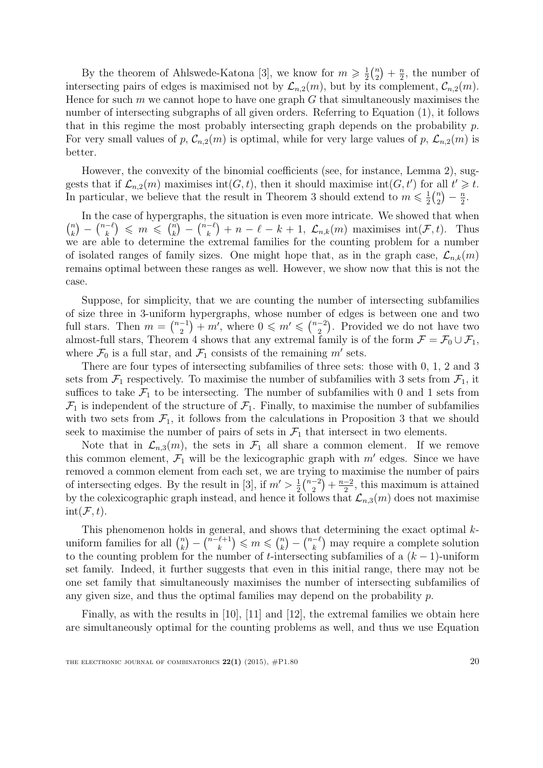By the theorem of Ahlswede-Katona [3], we know for $m \geqslant \frac{1}{2}\binom{n}{2} + \frac{n}{2}$, the number of intersecting pairs of edges is maximised not by $\mathcal{L}_{n,2}(m)$, but by its complement, $\mathcal{C}_{n,2}(m)$. Hence for such $m$ we cannot hope to have one graph $G$ that simultaneously maximises the number of intersecting subgraphs of all given orders. Referring to Equation (1), it follows that in this regime the most probably intersecting graph depends on the probability $p$. For very small values of $p$, $\mathcal{C}_{n,2}(m)$ is optimal, while for very large values of $p$, $\mathcal{L}_{n,2}(m)$ is better.

However, the convexity of the binomial coefficients (see, for instance, Lemma 2), suggests that if $\mathcal{L}_{n,2}(m)$ maximises $\operatorname{int}(G,t)$, then it should maximise $\operatorname{int}(G,t')$ for all $t' \geqslant t$. In particular, we believe that the result in Theorem 3 should extend to $m \leqslant \frac{1}{2}\binom{n}{2} - \frac{n}{2}$.

In the case of hypergraphs, the situation is even more intricate. We showed that when $\binom{n}{k} - \binom{n-\ell}{k} \leqslant m \leqslant \binom{n}{k} - \binom{n-\ell}{k} + n - \ell - k + 1$, $\mathcal{L}_{n,k}(m)$ maximises $\operatorname{int}(\mathcal{F},t)$. Thus we are able to determine the extremal families for the counting problem for a number of isolated ranges of family sizes. One might hope that, as in the graph case, $\mathcal{L}_{n,k}(m)$ remains optimal between these ranges as well. However, we show now that this is not the case.

Suppose, for simplicity, that we are counting the number of intersecting subfamilies of size three in 3-uniform hypergraphs, whose number of edges is between one and two full stars. Then $m = \binom{n-1}{2} + m'$, where $0 \leqslant m' \leqslant \binom{n-2}{2}$. Provided we do not have two almost-full stars, Theorem 4 shows that any extremal family is of the form $\mathcal{F} = \mathcal{F}_0 \cup \mathcal{F}_1$, where $\mathcal{F}_0$ is a full star, and $\mathcal{F}_1$ consists of the remaining $m'$ sets.

There are four types of intersecting subfamilies of three sets: those with 0, 1, 2 and 3 sets from $\mathcal{F}_1$ respectively. To maximise the number of subfamilies with 3 sets from $\mathcal{F}_1$, it suffices to take $\mathcal{F}_1$ to be intersecting. The number of subfamilies with 0 and 1 sets from $\mathcal{F}_1$ is independent of the structure of $\mathcal{F}_1$. Finally, to maximise the number of subfamilies with two sets from $\mathcal{F}_1$, it follows from the calculations in Proposition 3 that we should seek to maximise the number of pairs of sets in $\mathcal{F}_1$ that intersect in two elements.

Note that in $\mathcal{L}_{n,3}(m)$, the sets in $\mathcal{F}_1$ all share a common element. If we remove this common element, $\mathcal{F}_1$ will be the lexicographic graph with $m'$ edges. Since we have removed a common element from each set, we are trying to maximise the number of pairs of intersecting edges. By the result in [3], if $m' > \frac{1}{2}\binom{n-2}{2} + \frac{n-2}{2}$, this maximum is attained by the colexicographic graph instead, and hence it follows that $\mathcal{L}_{n,3}(m)$ does not maximise $\operatorname{int}(\mathcal{F},t)$.

This phenomenon holds in general, and shows that determining the exact optimal $k$-uniform families for all $\binom{n}{k} - \binom{n-\ell+1}{k} \leqslant m \leqslant \binom{n}{k} - \binom{n-\ell}{k}$ may require a complete solution to the counting problem for the number of $t$-intersecting subfamilies of a $(k-1)$-uniform set family. Indeed, it further suggests that even in this initial range, there may not be one set family that simultaneously maximises the number of intersecting subfamilies of any given size, and thus the optimal families may depend on the probability $p$.

Finally, as with the results in [10], [11] and [12], the extremal families we obtain here are simultaneously optimal for the counting problems as well, and thus we use Equation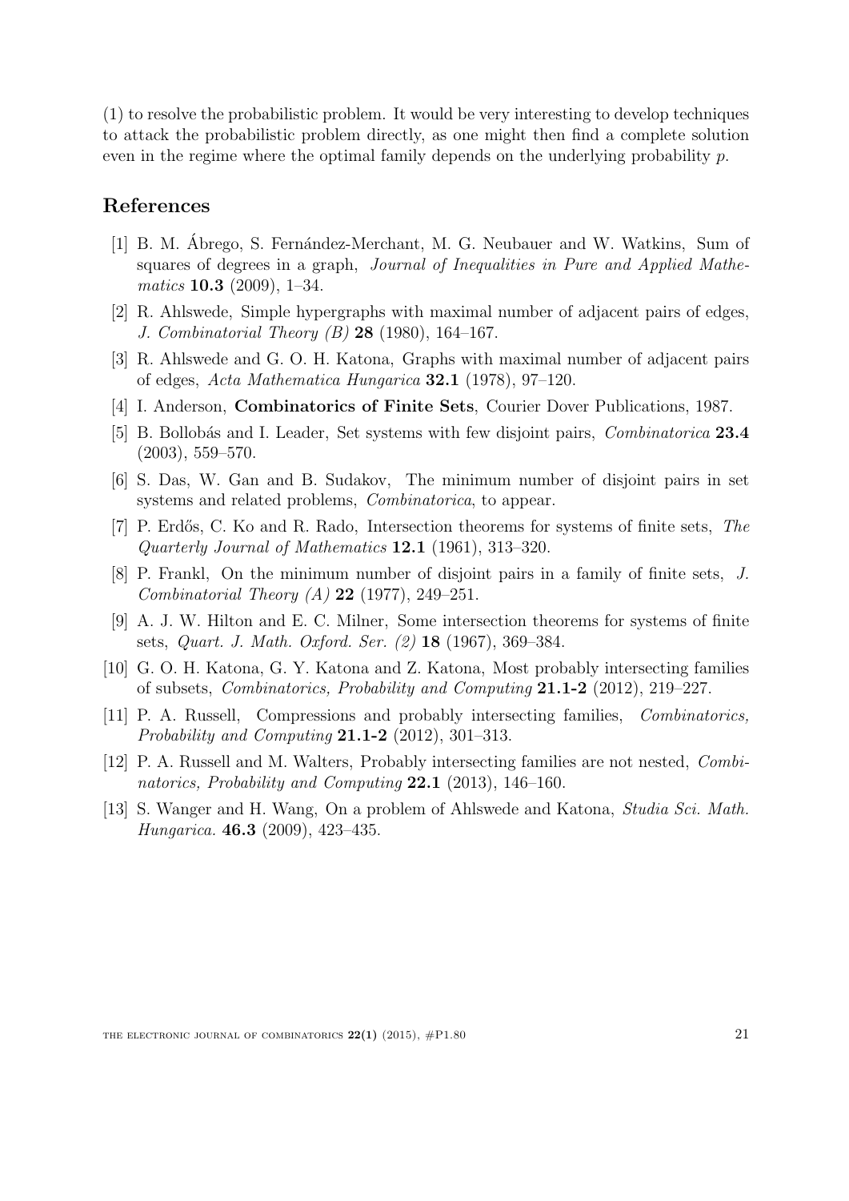(1) to resolve the probabilistic problem. It would be very interesting to develop techniques to attack the probabilistic problem directly, as one might then find a complete solution even in the regime where the optimal family depends on the underlying probability $p$.

## References

[1] B. M. Ábrego, S. Fernández-Merchant, M. G. Neubauer and W. Watkins, Sum of squares of degrees in a graph, *Journal of Inequalities in Pure and Applied Mathematics* **10.3** (2009), 1–34.

[2] R. Ahlswede, Simple hypergraphs with maximal number of adjacent pairs of edges, *J. Combinatorial Theory (B)* **28** (1980), 164–167.

[3] R. Ahlswede and G. O. H. Katona, Graphs with maximal number of adjacent pairs of edges, *Acta Mathematica Hungarica* **32.1** (1978), 97–120.

[4] I. Anderson, **Combinatorics of Finite Sets**, Courier Dover Publications, 1987.

[5] B. Bollobás and I. Leader, Set systems with few disjoint pairs, *Combinatorica* **23.4** (2003), 559–570.

[6] S. Das, W. Gan and B. Sudakov, The minimum number of disjoint pairs in set systems and related problems, *Combinatorica*, to appear.

[7] P. Erdős, C. Ko and R. Rado, Intersection theorems for systems of finite sets, *The Quarterly Journal of Mathematics* **12.1** (1961), 313–320.

[8] P. Frankl, On the minimum number of disjoint pairs in a family of finite sets, *J. Combinatorial Theory (A)* **22** (1977), 249–251.

[9] A. J. W. Hilton and E. C. Milner, Some intersection theorems for systems of finite sets, *Quart. J. Math. Oxford. Ser. (2)* **18** (1967), 369–384.

[10] G. O. H. Katona, G. Y. Katona and Z. Katona, Most probably intersecting families of subsets, *Combinatorics, Probability and Computing* **21.1-2** (2012), 219–227.

[11] P. A. Russell, Compressions and probably intersecting families, *Combinatorics, Probability and Computing* **21.1-2** (2012), 301–313.

[12] P. A. Russell and M. Walters, Probably intersecting families are not nested, *Combinatorics, Probability and Computing* **22.1** (2013), 146–160.

[13] S. Wanger and H. Wang, On a problem of Ahlswede and Katona, *Studia Sci. Math. Hungarica.* **46.3** (2009), 423–435.